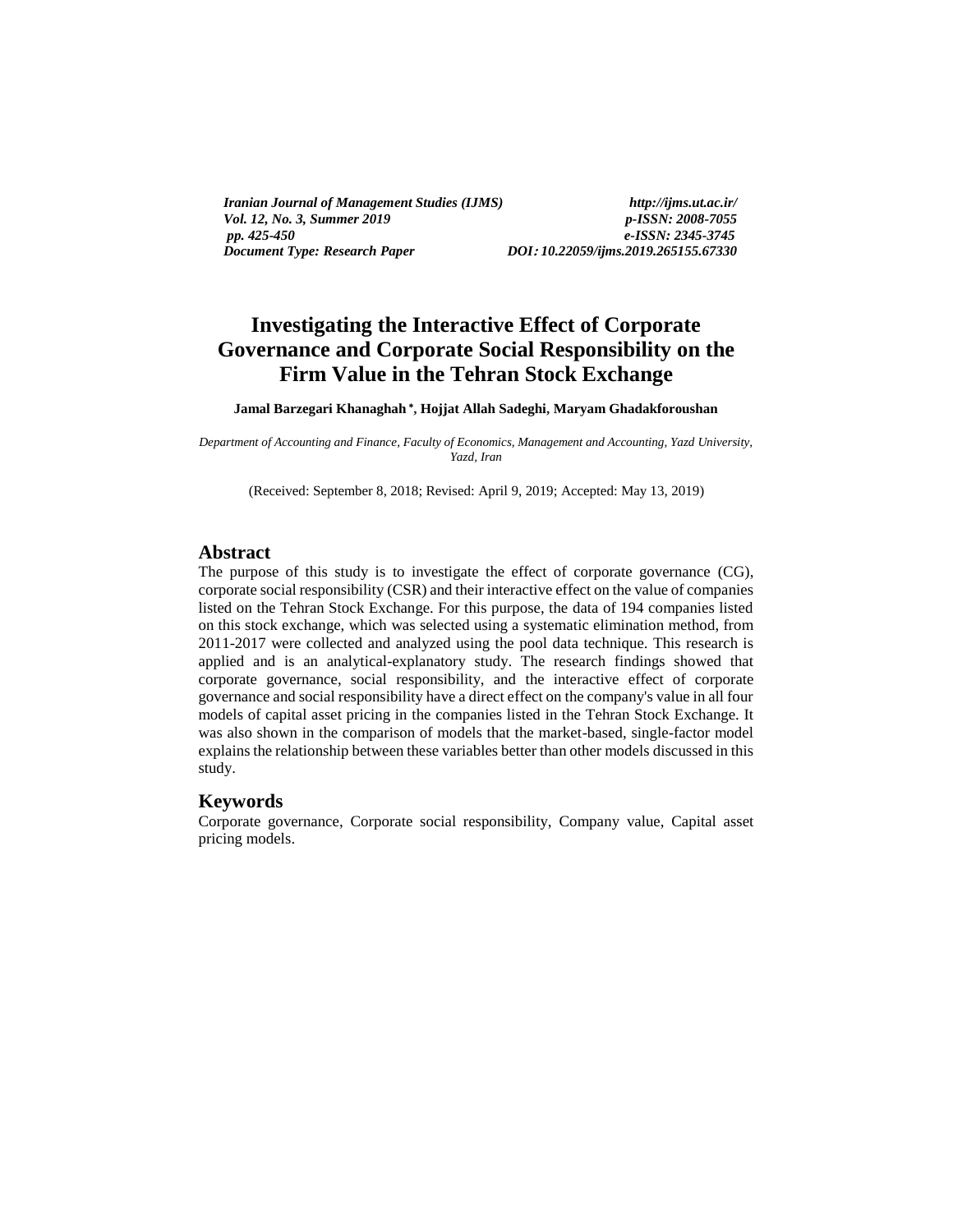# Investigating the Interactive Effect of Corporate Governance and Corporate Social Responsibility on the Firm Value in the Tehran Stock Exchange

**Jamal Barzegari Khanaghah [*], Hojjat Allah Sadeghi, Maryam Ghadakforoushan**

*Department of Accounting and Finance, Faculty of Economics, Management and Accounting, Yazd University, Yazd, Iran*

(Received: September 8, 2018; Revised: April 9, 2019; Accepted: May 13, 2019)

## Abstract

The purpose of this study is to investigate the effect of corporate governance (CG), corporate social responsibility (CSR) and their interactive effect on the value of companies listed on the Tehran Stock Exchange. For this purpose, the data of 194 companies listed on this stock exchange, which was selected using a systematic elimination method, from 2011-2017 were collected and analyzed using the pool data technique. This research is applied and is an analytical-explanatory study. The research findings showed that corporate governance, social responsibility, and the interactive effect of corporate governance and social responsibility have a direct effect on the company's value in all four models of capital asset pricing in the companies listed in the Tehran Stock Exchange. It was also shown in the comparison of models that the market-based, single-factor model explains the relationship between these variables better than other models discussed in this study.

## Keywords

Corporate governance, Corporate social responsibility, Company value, Capital asset pricing models.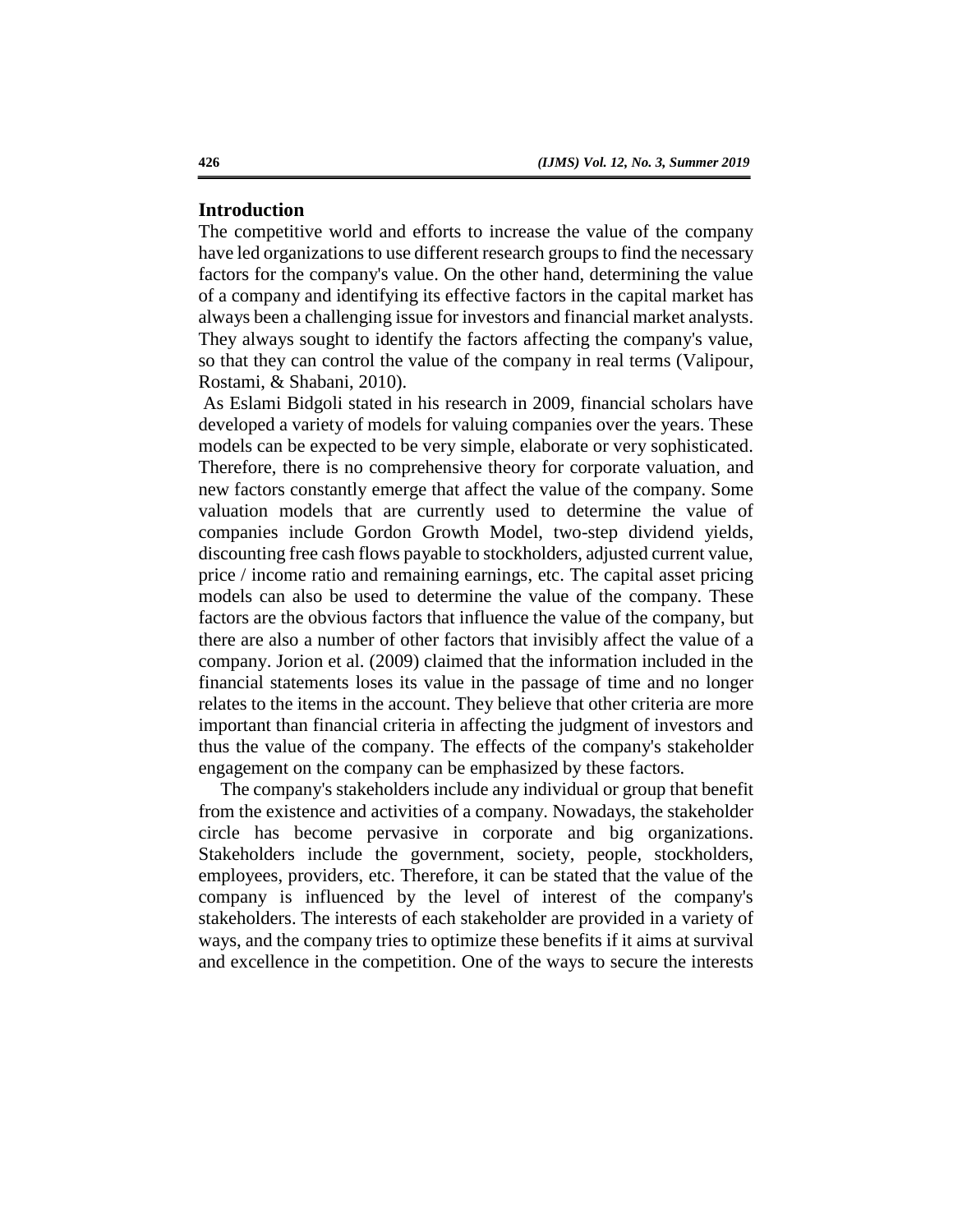## Introduction

The competitive world and efforts to increase the value of the company have led organizations to use different research groups to find the necessary factors for the company's value. On the other hand, determining the value of a company and identifying its effective factors in the capital market has always been a challenging issue for investors and financial market analysts. They always sought to identify the factors affecting the company's value, so that they can control the value of the company in real terms (Valipour, Rostami, & Shabani, 2010).

As Eslami Bidgoli stated in his research in 2009, financial scholars have developed a variety of models for valuing companies over the years. These models can be expected to be very simple, elaborate or very sophisticated. Therefore, there is no comprehensive theory for corporate valuation, and new factors constantly emerge that affect the value of the company. Some valuation models that are currently used to determine the value of companies include Gordon Growth Model, two-step dividend yields, discounting free cash flows payable to stockholders, adjusted current value, price / income ratio and remaining earnings, etc. The capital asset pricing models can also be used to determine the value of the company. These factors are the obvious factors that influence the value of the company, but there are also a number of other factors that invisibly affect the value of a company. Jorion et al. (2009) claimed that the information included in the financial statements loses its value in the passage of time and no longer relates to the items in the account. They believe that other criteria are more important than financial criteria in affecting the judgment of investors and thus the value of the company. The effects of the company's stakeholder engagement on the company can be emphasized by these factors.

The company's stakeholders include any individual or group that benefit from the existence and activities of a company. Nowadays, the stakeholder circle has become pervasive in corporate and big organizations. Stakeholders include the government, society, people, stockholders, employees, providers, etc. Therefore, it can be stated that the value of the company is influenced by the level of interest of the company's stakeholders. The interests of each stakeholder are provided in a variety of ways, and the company tries to optimize these benefits if it aims at survival and excellence in the competition. One of the ways to secure the interests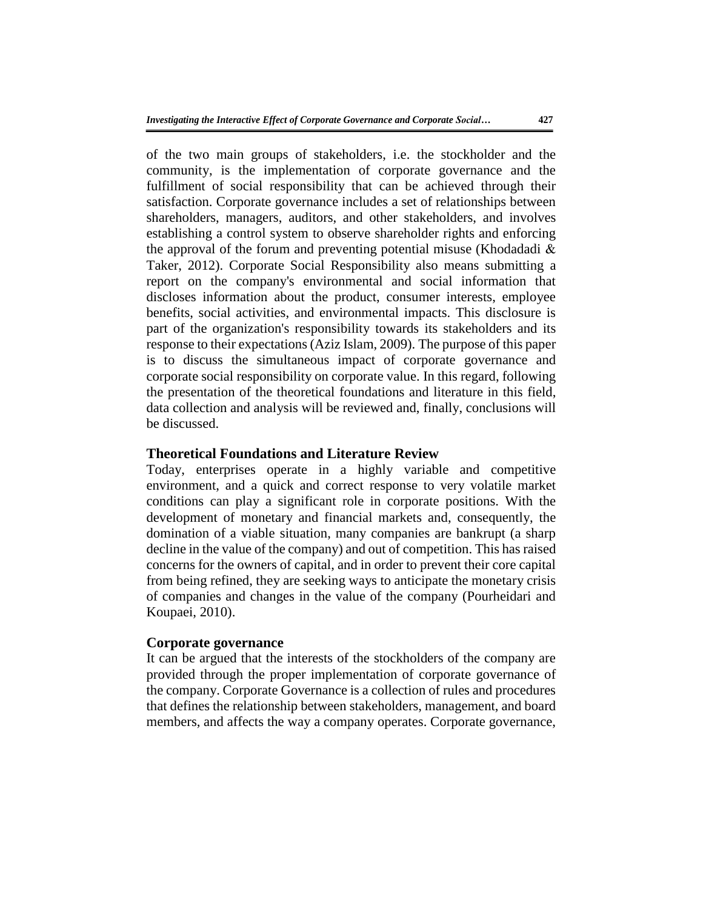of the two main groups of stakeholders, i.e. the stockholder and the community, is the implementation of corporate governance and the fulfillment of social responsibility that can be achieved through their satisfaction. Corporate governance includes a set of relationships between shareholders, managers, auditors, and other stakeholders, and involves establishing a control system to observe shareholder rights and enforcing the approval of the forum and preventing potential misuse (Khodadadi & Taker, 2012). Corporate Social Responsibility also means submitting a report on the company's environmental and social information that discloses information about the product, consumer interests, employee benefits, social activities, and environmental impacts. This disclosure is part of the organization's responsibility towards its stakeholders and its response to their expectations (Aziz Islam, 2009). The purpose of this paper is to discuss the simultaneous impact of corporate governance and corporate social responsibility on corporate value. In this regard, following the presentation of the theoretical foundations and literature in this field, data collection and analysis will be reviewed and, finally, conclusions will be discussed.

## Theoretical Foundations and Literature Review

Today, enterprises operate in a highly variable and competitive environment, and a quick and correct response to very volatile market conditions can play a significant role in corporate positions. With the development of monetary and financial markets and, consequently, the domination of a viable situation, many companies are bankrupt (a sharp decline in the value of the company) and out of competition. This has raised concerns for the owners of capital, and in order to prevent their core capital from being refined, they are seeking ways to anticipate the monetary crisis of companies and changes in the value of the company (Pourheidari and Koupaei, 2010).

### Corporate governance

It can be argued that the interests of the stockholders of the company are provided through the proper implementation of corporate governance of the company. Corporate Governance is a collection of rules and procedures that defines the relationship between stakeholders, management, and board members, and affects the way a company operates. Corporate governance,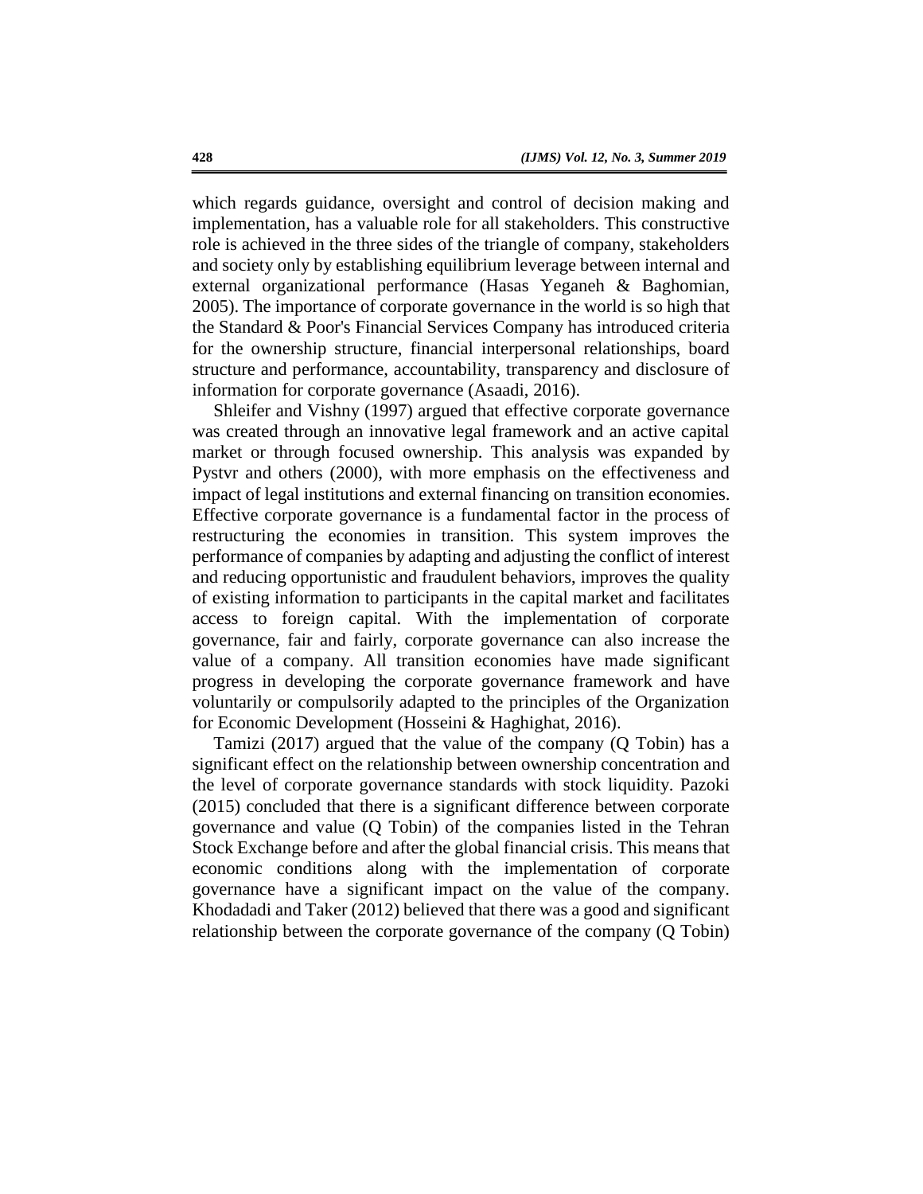which regards guidance, oversight and control of decision making and implementation, has a valuable role for all stakeholders. This constructive role is achieved in the three sides of the triangle of company, stakeholders and society only by establishing equilibrium leverage between internal and external organizational performance (Hasas Yeganeh & Baghomian, 2005). The importance of corporate governance in the world is so high that the Standard & Poor's Financial Services Company has introduced criteria for the ownership structure, financial interpersonal relationships, board structure and performance, accountability, transparency and disclosure of information for corporate governance (Asaadi, 2016).

Shleifer and Vishny (1997) argued that effective corporate governance was created through an innovative legal framework and an active capital market or through focused ownership. This analysis was expanded by Pystvr and others (2000), with more emphasis on the effectiveness and impact of legal institutions and external financing on transition economies. Effective corporate governance is a fundamental factor in the process of restructuring the economies in transition. This system improves the performance of companies by adapting and adjusting the conflict of interest and reducing opportunistic and fraudulent behaviors, improves the quality of existing information to participants in the capital market and facilitates access to foreign capital. With the implementation of corporate governance, fair and fairly, corporate governance can also increase the value of a company. All transition economies have made significant progress in developing the corporate governance framework and have voluntarily or compulsorily adapted to the principles of the Organization for Economic Development (Hosseini & Haghighat, 2016).

Tamizi (2017) argued that the value of the company (Q Tobin) has a significant effect on the relationship between ownership concentration and the level of corporate governance standards with stock liquidity. Pazoki (2015) concluded that there is a significant difference between corporate governance and value (Q Tobin) of the companies listed in the Tehran Stock Exchange before and after the global financial crisis. This means that economic conditions along with the implementation of corporate governance have a significant impact on the value of the company. Khodadadi and Taker (2012) believed that there was a good and significant relationship between the corporate governance of the company (Q Tobin)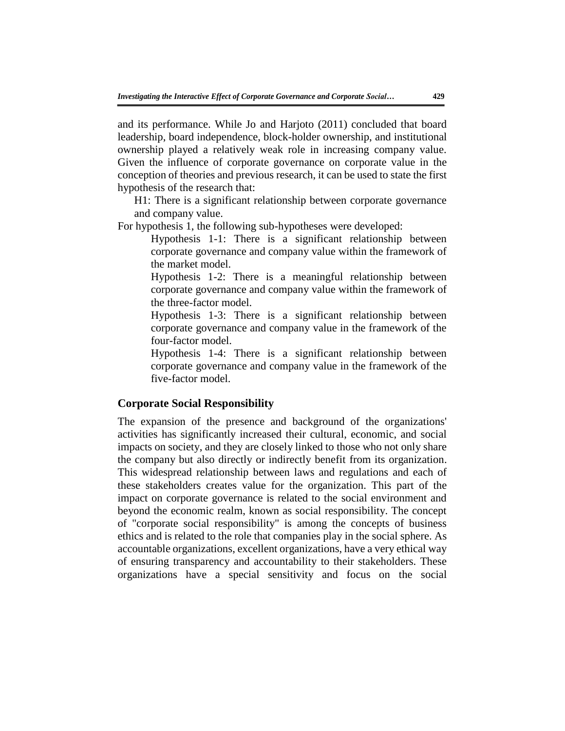and its performance. While Jo and Harjoto (2011) concluded that board leadership, board independence, block-holder ownership, and institutional ownership played a relatively weak role in increasing company value. Given the influence of corporate governance on corporate value in the conception of theories and previous research, it can be used to state the first hypothesis of the research that:

H1: There is a significant relationship between corporate governance and company value.

For hypothesis 1, the following sub-hypotheses were developed:

Hypothesis 1-1: There is a significant relationship between corporate governance and company value within the framework of the market model.

Hypothesis 1-2: There is a meaningful relationship between corporate governance and company value within the framework of the three-factor model.

Hypothesis 1-3: There is a significant relationship between corporate governance and company value in the framework of the four-factor model.

Hypothesis 1-4: There is a significant relationship between corporate governance and company value in the framework of the five-factor model.

## Corporate Social Responsibility

The expansion of the presence and background of the organizations' activities has significantly increased their cultural, economic, and social impacts on society, and they are closely linked to those who not only share the company but also directly or indirectly benefit from its organization. This widespread relationship between laws and regulations and each of these stakeholders creates value for the organization. This part of the impact on corporate governance is related to the social environment and beyond the economic realm, known as social responsibility. The concept of "corporate social responsibility" is among the concepts of business ethics and is related to the role that companies play in the social sphere. As accountable organizations, excellent organizations, have a very ethical way of ensuring transparency and accountability to their stakeholders. These organizations have a special sensitivity and focus on the social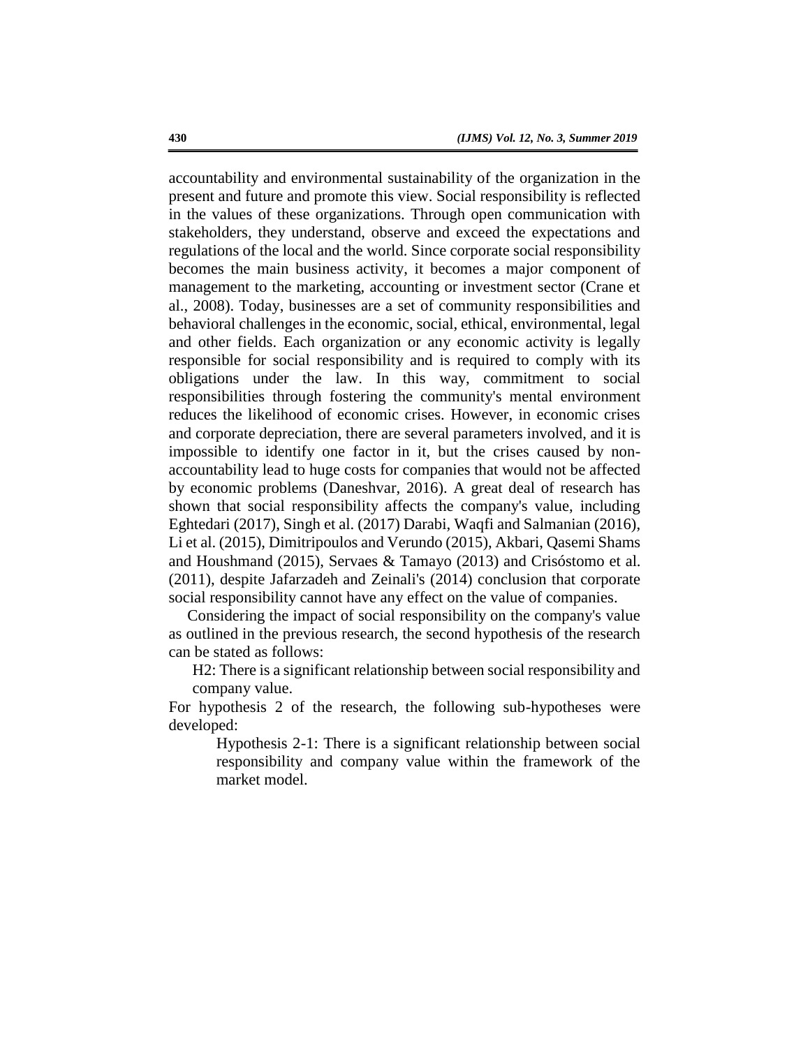accountability and environmental sustainability of the organization in the present and future and promote this view. Social responsibility is reflected in the values of these organizations. Through open communication with stakeholders, they understand, observe and exceed the expectations and regulations of the local and the world. Since corporate social responsibility becomes the main business activity, it becomes a major component of management to the marketing, accounting or investment sector (Crane et al., 2008). Today, businesses are a set of community responsibilities and behavioral challenges in the economic, social, ethical, environmental, legal and other fields. Each organization or any economic activity is legally responsible for social responsibility and is required to comply with its obligations under the law. In this way, commitment to social responsibilities through fostering the community's mental environment reduces the likelihood of economic crises. However, in economic crises and corporate depreciation, there are several parameters involved, and it is impossible to identify one factor in it, but the crises caused by non-accountability lead to huge costs for companies that would not be affected by economic problems (Daneshvar, 2016). A great deal of research has shown that social responsibility affects the company's value, including Eghtedari (2017), Singh et al. (2017) Darabi, Waqfi and Salmanian (2016), Li et al. (2015), Dimitripoulos and Verundo (2015), Akbari, Qasemi Shams and Houshmand (2015), Servaes & Tamayo (2013) and Crisóstomo et al. (2011), despite Jafarzadeh and Zeinali's (2014) conclusion that corporate social responsibility cannot have any effect on the value of companies.

Considering the impact of social responsibility on the company's value as outlined in the previous research, the second hypothesis of the research can be stated as follows:

> H2: There is a significant relationship between social responsibility and company value.

For hypothesis 2 of the research, the following sub-hypotheses were developed:

> Hypothesis 2-1: There is a significant relationship between social responsibility and company value within the framework of the market model.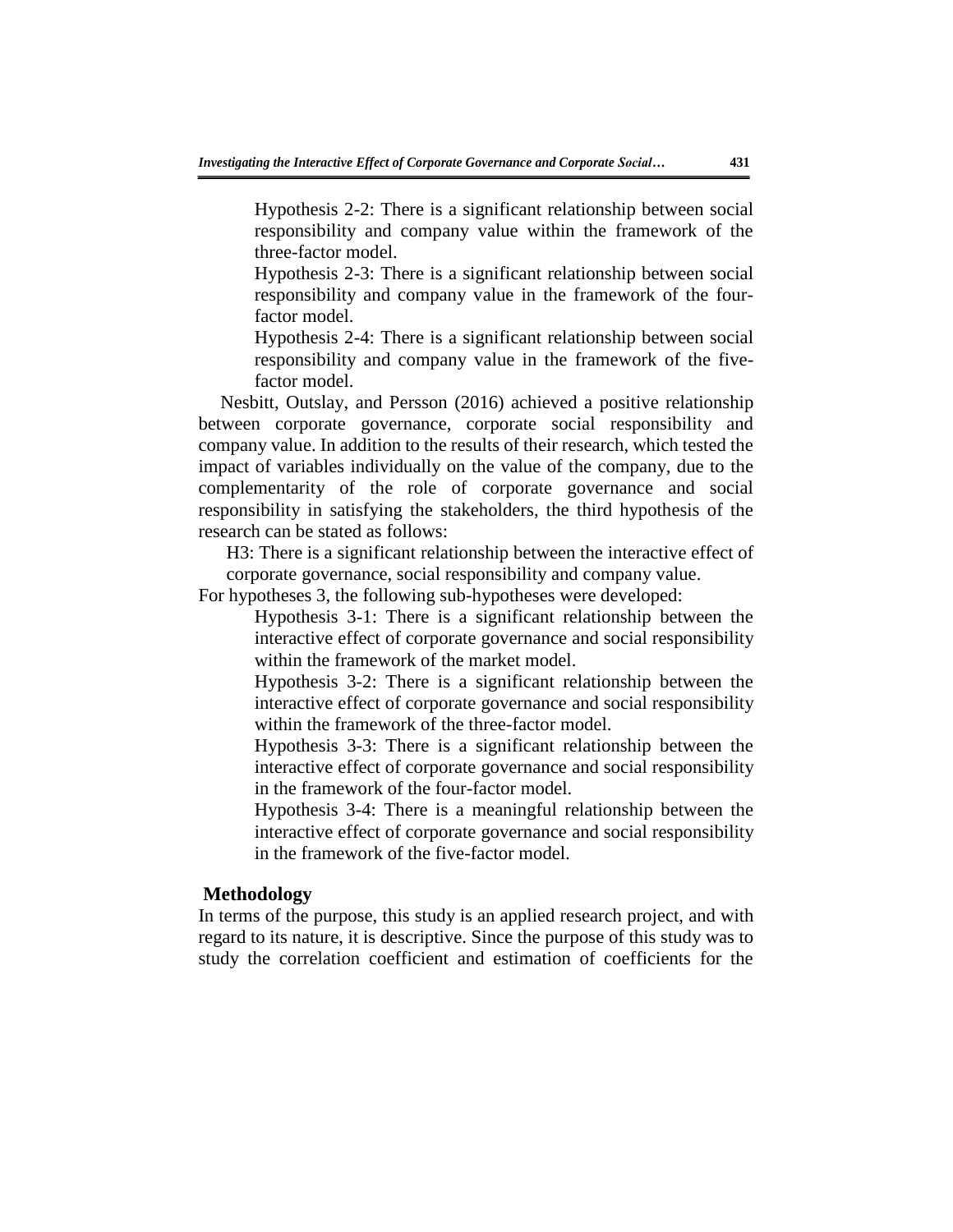Hypothesis 2-2: There is a significant relationship between social responsibility and company value within the framework of the three-factor model.

Hypothesis 2-3: There is a significant relationship between social responsibility and company value in the framework of the four-factor model.

Hypothesis 2-4: There is a significant relationship between social responsibility and company value in the framework of the five-factor model.

Nesbitt, Outslay, and Persson (2016) achieved a positive relationship between corporate governance, corporate social responsibility and company value. In addition to the results of their research, which tested the impact of variables individually on the value of the company, due to the complementarity of the role of corporate governance and social responsibility in satisfying the stakeholders, the third hypothesis of the research can be stated as follows:

H3: There is a significant relationship between the interactive effect of corporate governance, social responsibility and company value.

For hypotheses 3, the following sub-hypotheses were developed:

Hypothesis 3-1: There is a significant relationship between the interactive effect of corporate governance and social responsibility within the framework of the market model.

Hypothesis 3-2: There is a significant relationship between the interactive effect of corporate governance and social responsibility within the framework of the three-factor model.

Hypothesis 3-3: There is a significant relationship between the interactive effect of corporate governance and social responsibility in the framework of the four-factor model.

Hypothesis 3-4: There is a meaningful relationship between the interactive effect of corporate governance and social responsibility in the framework of the five-factor model.

## Methodology

In terms of the purpose, this study is an applied research project, and with regard to its nature, it is descriptive. Since the purpose of this study was to study the correlation coefficient and estimation of coefficients for the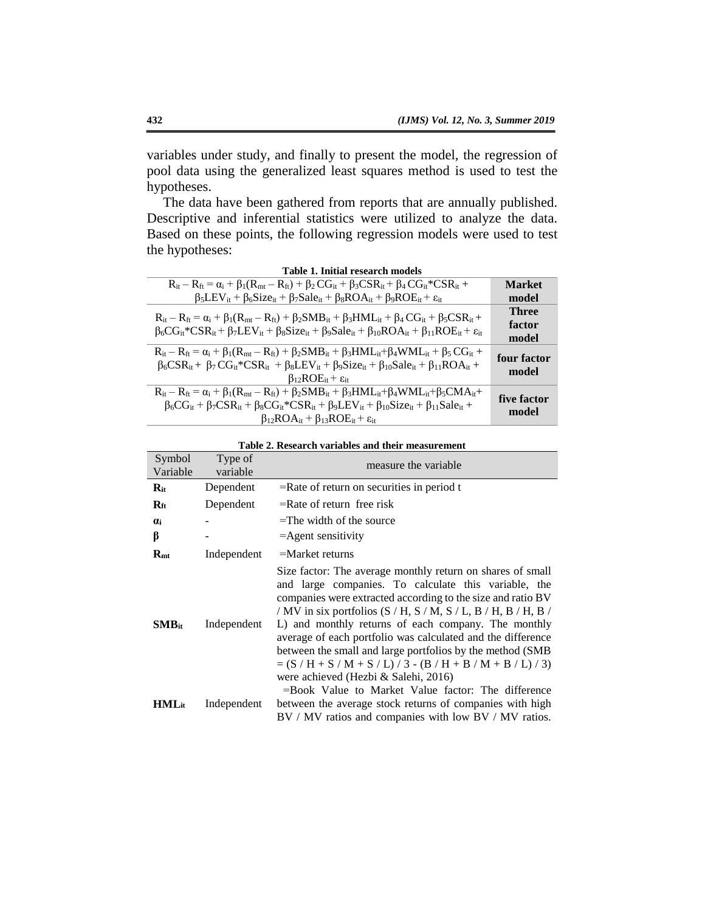variables under study, and finally to present the model, the regression of pool data using the generalized least squares method is used to test the hypotheses.

The data have been gathered from reports that are annually published. Descriptive and inferential statistics were utilized to analyze the data. Based on these points, the following regression models were used to test the hypotheses:

**Table 1. Initial research models**

| | |
|---|---|
| $R_{it} - R_{ft} = \alpha_i + \beta_1(R_{mt} - R_{ft}) + \beta_2 CG_{it} + \beta_3 CSR_{it} + \beta_4 CG_{it}*CSR_{it} + \beta_5 LEV_{it} + \beta_6 Size_{it} + \beta_7 Sale_{it} + \beta_8 ROA_{it} + \beta_9 ROE_{it} + \varepsilon_{it}$ | **Market model** |
| $R_{it} - R_{ft} = \alpha_i + \beta_1(R_{mt} - R_{ft}) + \beta_2 SMB_{it} + \beta_3 HML_{it} + \beta_4 CG_{it} + \beta_5 CSR_{it} + \beta_6 CG_{it}*CSR_{it} + \beta_7 LEV_{it} + \beta_8 Size_{it} + \beta_9 Sale_{it} + \beta_{10} ROA_{it} + \beta_{11} ROE_{it} + \varepsilon_{it}$ | **Three factor model** |
| $R_{it} - R_{ft} = \alpha_i + \beta_1(R_{mt} - R_{ft}) + \beta_2 SMB_{it} + \beta_3 HML_{it} + \beta_4 WML_{it} + \beta_5 CG_{it} + \beta_6 CSR_{it} + \beta_7 CG_{it}*CSR_{it} + \beta_8 LEV_{it} + \beta_9 Size_{it} + \beta_{10} Sale_{it} + \beta_{11} ROA_{it} + \beta_{12} ROE_{it} + \varepsilon_{it}$ | **four factor model** |
| $R_{it} - R_{ft} = \alpha_i + \beta_1(R_{mt} - R_{ft}) + \beta_2 SMB_{it} + \beta_3 HML_{it} + \beta_4 WML_{it} + \beta_5 CMA_{it} + \beta_6 CG_{it} + \beta_7 CSR_{it} + \beta_8 CG_{it}*CSR_{it} + \beta_9 LEV_{it} + \beta_{10} Size_{it} + \beta_{11} Sale_{it} + \beta_{12} ROA_{it} + \beta_{13} ROE_{it} + \varepsilon_{it}$ | **five factor model** |

**Table 2. Research variables and their measurement**

| Symbol Variable | Type of variable | measure the variable |
|---|---|---|
| $\mathbf{R_{it}}$ | Dependent | =Rate of return on securities in period t |
| $\mathbf{R_{ft}}$ | Dependent | =Rate of return free risk |
| $\boldsymbol{\alpha_i}$ | - | =The width of the source |
| $\boldsymbol{\beta}$ | - | =Agent sensitivity |
| $\mathbf{R_{mt}}$ | Independent | =Market returns |
| $\mathbf{SMB_{it}}$ | Independent | Size factor: The average monthly return on shares of small and large companies. To calculate this variable, the companies were extracted according to the size and ratio BV / MV in six portfolios (S / H, S / M, S / L, B / H, B / H, B / L) and monthly returns of each company. The monthly average of each portfolio was calculated and the difference between the small and large portfolios by the method (SMB = (S / H + S / M + S / L) / 3 - (B / H + B / M + B / L) / 3) were achieved (Hezbi & Salehi, 2016) |
| $\mathbf{HML_{it}}$ | Independent | =Book Value to Market Value factor: The difference between the average stock returns of companies with high BV / MV ratios and companies with low BV / MV ratios. |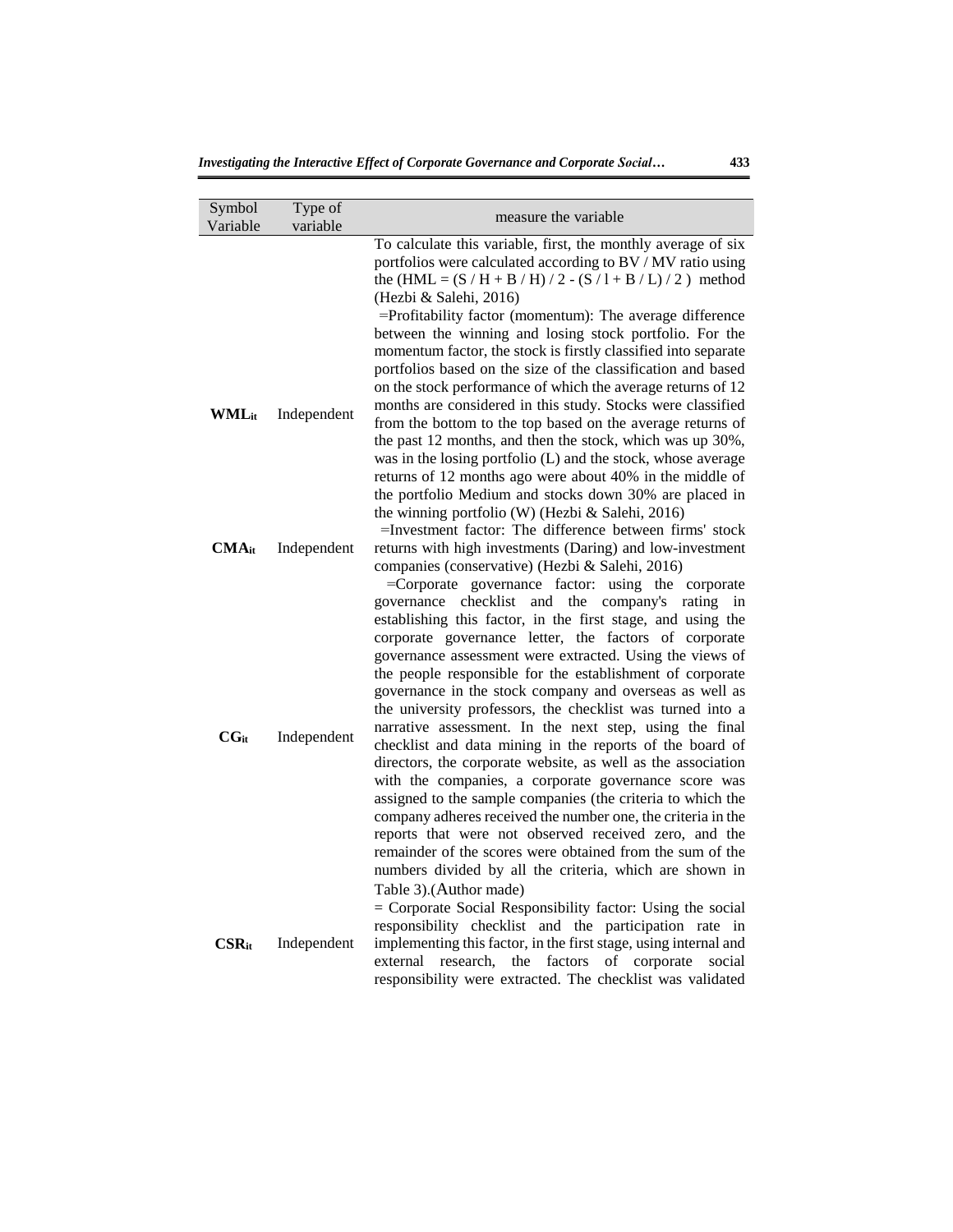| Symbol Variable | Type of variable | measure the variable |
|---|---|---|
| | | To calculate this variable, first, the monthly average of six portfolios were calculated according to BV / MV ratio using the ($HML = (S / H + B / H) / 2 - (S / l + B / L) / 2$ ) method (Hezbi & Salehi, 2016) |
| $WML_{it}$ | Independent | =Profitability factor (momentum): The average difference between the winning and losing stock portfolio. For the momentum factor, the stock is firstly classified into separate portfolios based on the size of the classification and based on the stock performance of which the average returns of 12 months are considered in this study. Stocks were classified from the bottom to the top based on the average returns of the past 12 months, and then the stock, which was up 30%, was in the losing portfolio (L) and the stock, whose average returns of 12 months ago were about 40% in the middle of the portfolio Medium and stocks down 30% are placed in the winning portfolio (W) (Hezbi & Salehi, 2016) |
| $CMA_{it}$ | Independent | =Investment factor: The difference between firms' stock returns with high investments (Daring) and low-investment companies (conservative) (Hezbi & Salehi, 2016) |
| $CG_{it}$ | Independent | =Corporate governance factor: using the corporate governance checklist and the company's rating in establishing this factor, in the first stage, and using the corporate governance letter, the factors of corporate governance assessment were extracted. Using the views of the people responsible for the establishment of corporate governance in the stock company and overseas as well as the university professors, the checklist was turned into a narrative assessment. In the next step, using the final checklist and data mining in the reports of the board of directors, the corporate website, as well as the association with the companies, a corporate governance score was assigned to the sample companies (the criteria to which the company adheres received the number one, the criteria in the reports that were not observed received zero, and the remainder of the scores were obtained from the sum of the numbers divided by all the criteria, which are shown in Table 3).(Author made) |
| $CSR_{it}$ | Independent | = Corporate Social Responsibility factor: Using the social responsibility checklist and the participation rate in implementing this factor, in the first stage, using internal and external research, the factors of corporate social responsibility were extracted. The checklist was validated |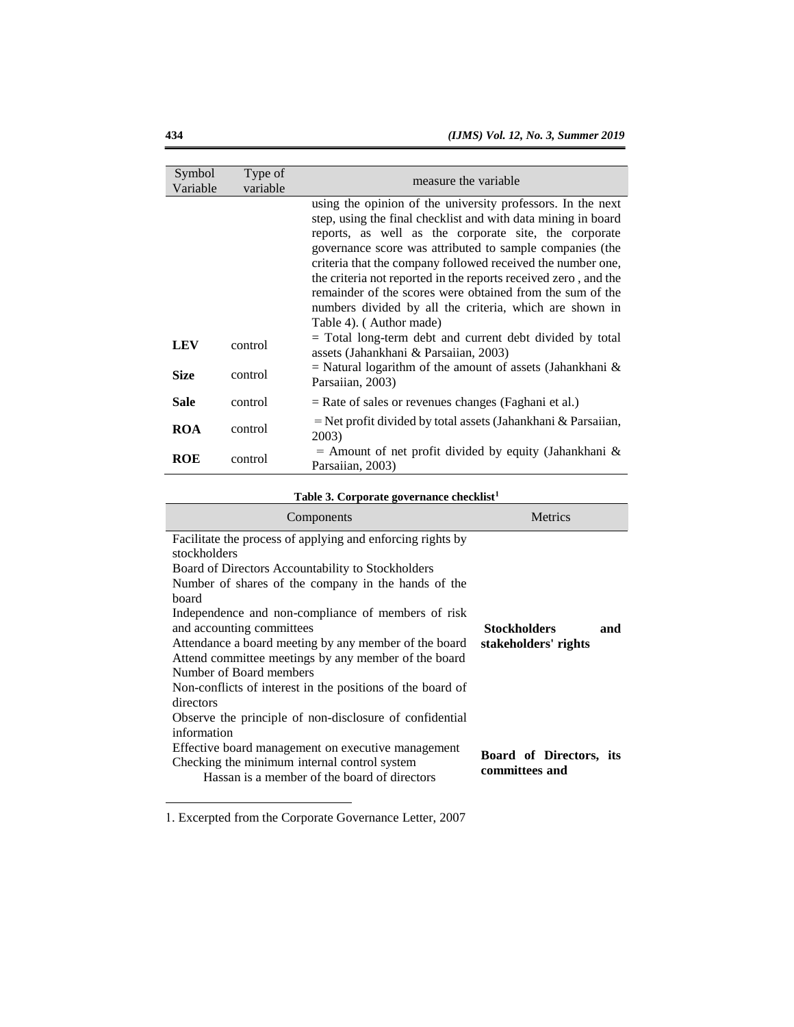| Symbol Variable | Type of variable | measure the variable |
|---|---|---|
| | | using the opinion of the university professors. In the next step, using the final checklist and with data mining in board reports, as well as the corporate site, the corporate governance score was attributed to sample companies (the criteria that the company followed received the number one, the criteria not reported in the reports received zero , and the remainder of the scores were obtained from the sum of the numbers divided by all the criteria, which are shown in Table 4). ( Author made) |
| **LEV** | control | = Total long-term debt and current debt divided by total assets (Jahankhani & Parsaiian, 2003) |
| **Size** | control | = Natural logarithm of the amount of assets (Jahankhani & Parsaiian, 2003) |
| **Sale** | control | = Rate of sales or revenues changes (Faghani et al.) |
| **ROA** | control | = Net profit divided by total assets (Jahankhani & Parsaiian, 2003) |
| **ROE** | control | = Amount of net profit divided by equity (Jahankhani & Parsaiian, 2003) |

**Table 3. Corporate governance checklist[1]**

| Components | Metrics |
|---|---|
| Facilitate the process of applying and enforcing rights by stockholders<br>Board of Directors Accountability to Stockholders<br>Number of shares of the company in the hands of the board<br>Independence and non-compliance of members of risk and accounting committees<br>Attendance a board meeting by any member of the board<br>Attend committee meetings by any member of the board<br>Number of Board members<br>Non-conflicts of interest in the positions of the board of directors<br>Observe the principle of non-disclosure of confidential information | **Stockholders and stakeholders' rights** |
| Effective board management on executive management<br>Checking the minimum internal control system<br>Hassan is a member of the board of directors | **Board of Directors, its committees and** |

1. Excerpted from the Corporate Governance Letter, 2007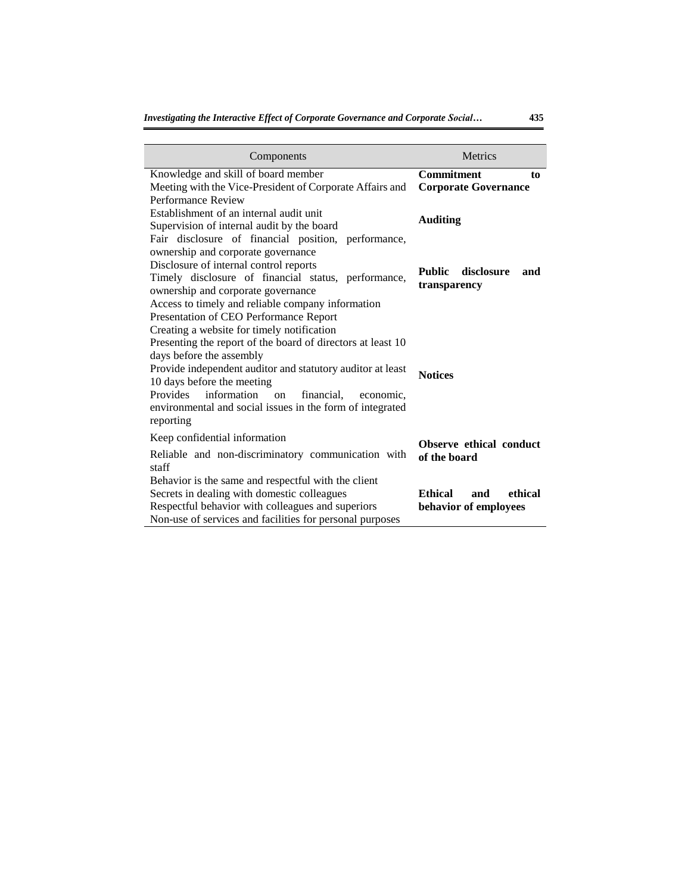| Components | Metrics |
|---|---|
| Knowledge and skill of board member<br>Meeting with the Vice-President of Corporate Affairs and Performance Review | **Commitment to Corporate Governance** |
| Establishment of an internal audit unit<br>Supervision of internal audit by the board | **Auditing** |
| Fair disclosure of financial position, performance, ownership and corporate governance<br>Disclosure of internal control reports<br>Timely disclosure of financial status, performance, ownership and corporate governance<br>Access to timely and reliable company information<br>Presentation of CEO Performance Report | **Public disclosure and transparency** |
| Creating a website for timely notification<br>Presenting the report of the board of directors at least 10 days before the assembly<br>Provide independent auditor and statutory auditor at least 10 days before the meeting<br>Provides information on financial, economic, environmental and social issues in the form of integrated reporting | **Notices** |
| Keep confidential information<br>Reliable and non-discriminatory communication with staff | **Observe ethical conduct of the board** |
| Behavior is the same and respectful with the client<br>Secrets in dealing with domestic colleagues<br>Respectful behavior with colleagues and superiors<br>Non-use of services and facilities for personal purposes | **Ethical and ethical behavior of employees** |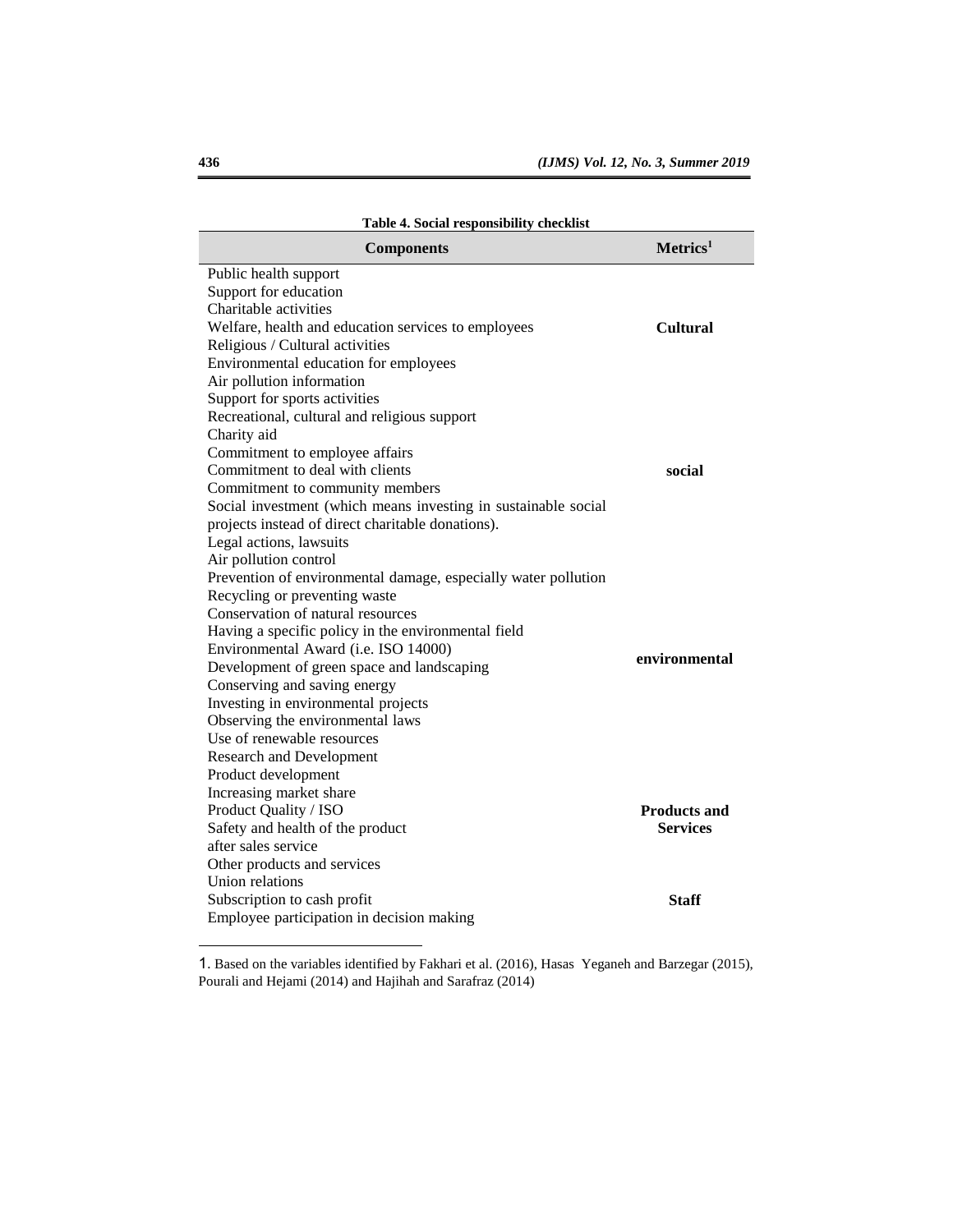**Table 4. Social responsibility checklist**

| Components | Metrics[1] |
|---|---|
| Public health support<br>Support for education<br>Charitable activities<br>Welfare, health and education services to employees<br>Religious / Cultural activities<br>Environmental education for employees<br>Air pollution information | **Cultural** |
| Support for sports activities<br>Recreational, cultural and religious support<br>Charity aid<br>Commitment to employee affairs<br>Commitment to deal with clients<br>Commitment to community members<br>Social investment (which means investing in sustainable social projects instead of direct charitable donations).<br>Legal actions, lawsuits | **social** |
| Air pollution control<br>Prevention of environmental damage, especially water pollution<br>Recycling or preventing waste<br>Conservation of natural resources<br>Having a specific policy in the environmental field<br>Environmental Award (i.e. ISO 14000)<br>Development of green space and landscaping<br>Conserving and saving energy<br>Investing in environmental projects<br>Observing the environmental laws<br>Use of renewable resources | **environmental** |
| Research and Development<br>Product development<br>Increasing market share<br>Product Quality / ISO<br>Safety and health of the product<br>after sales service<br>Other products and services | **Products and Services** |
| Union relations<br>Subscription to cash profit<br>Employee participation in decision making | **Staff** |

1. Based on the variables identified by Fakhari et al. (2016), Hasas Yeganeh and Barzegar (2015), Pourali and Hejami (2014) and Hajihah and Sarafraz (2014)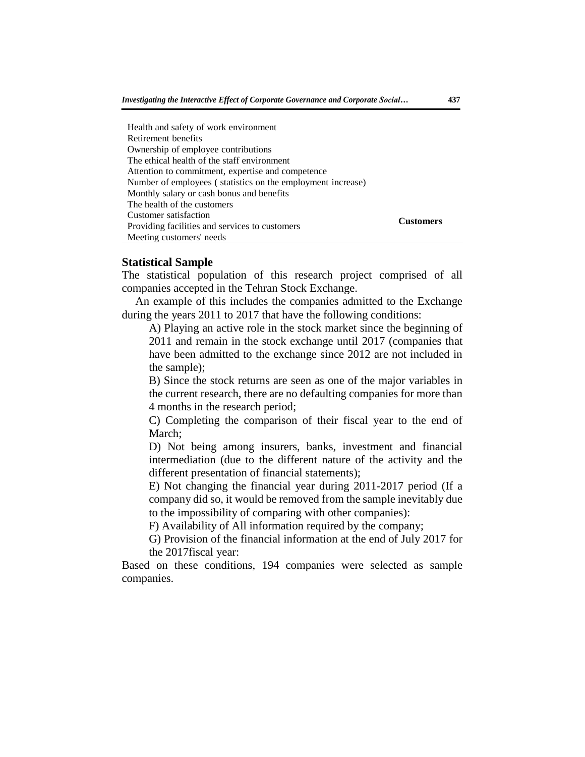| | |
|---|---|
| Health and safety of work environment | |
| Retirement benefits | |
| Ownership of employee contributions | |
| The ethical health of the staff environment | |
| Attention to commitment, expertise and competence | |
| Number of employees ( statistics on the employment increase) | |
| Monthly salary or cash bonus and benefits | |
| The health of the customers | **Customers** |
| Customer satisfaction | |
| Providing facilities and services to customers | |
| Meeting customers' needs | |

## Statistical Sample

The statistical population of this research project comprised of all companies accepted in the Tehran Stock Exchange.

An example of this includes the companies admitted to the Exchange during the years 2011 to 2017 that have the following conditions:

A) Playing an active role in the stock market since the beginning of 2011 and remain in the stock exchange until 2017 (companies that have been admitted to the exchange since 2012 are not included in the sample);

B) Since the stock returns are seen as one of the major variables in the current research, there are no defaulting companies for more than 4 months in the research period;

C) Completing the comparison of their fiscal year to the end of March;

D) Not being among insurers, banks, investment and financial intermediation (due to the different nature of the activity and the different presentation of financial statements);

E) Not changing the financial year during 2011-2017 period (If a company did so, it would be removed from the sample inevitably due to the impossibility of comparing with other companies):

F) Availability of All information required by the company;

G) Provision of the financial information at the end of July 2017 for the 2017fiscal year:

Based on these conditions, 194 companies were selected as sample companies.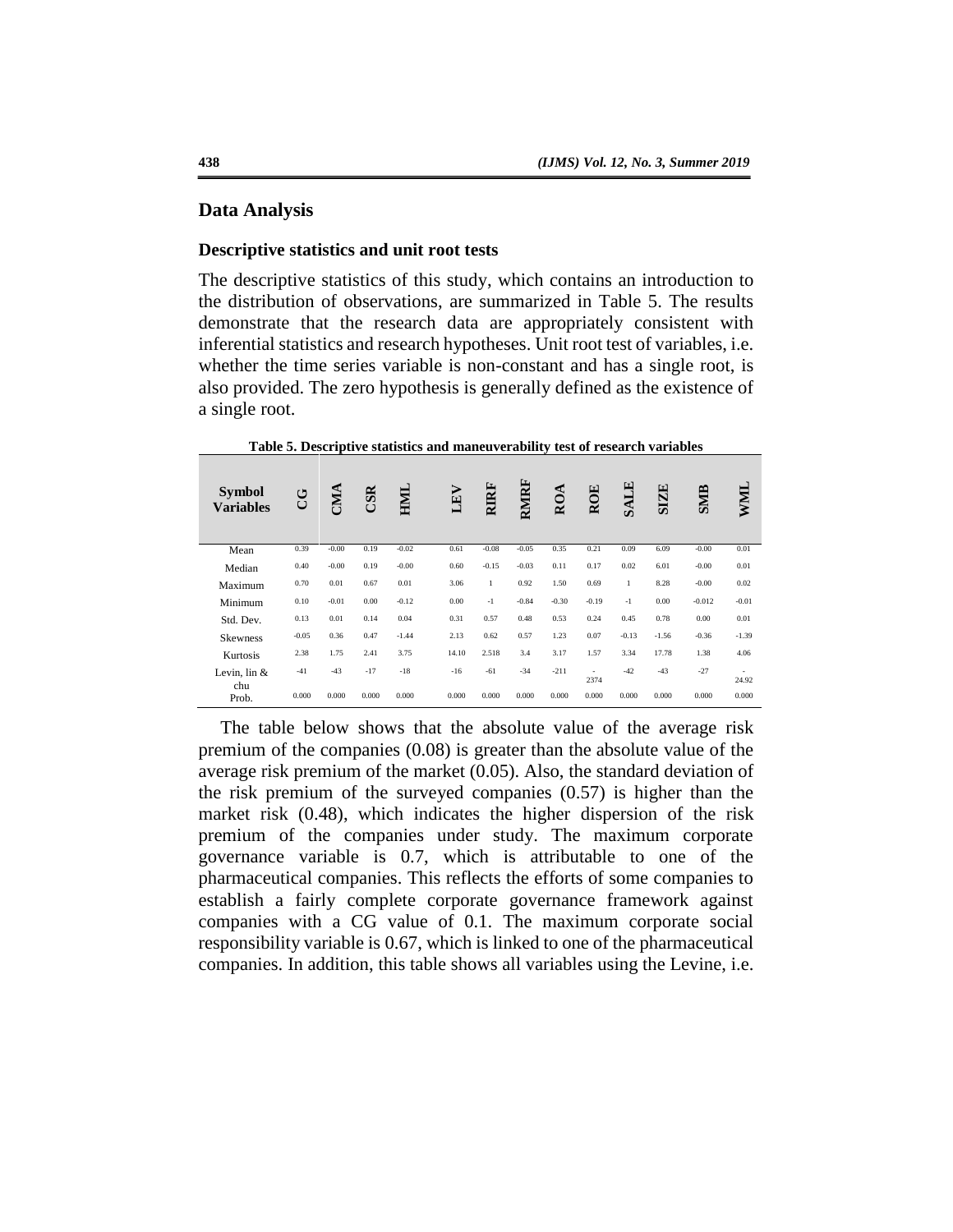## Data Analysis

### Descriptive statistics and unit root tests

The descriptive statistics of this study, which contains an introduction to the distribution of observations, are summarized in Table 5. The results demonstrate that the research data are appropriately consistent with inferential statistics and research hypotheses. Unit root test of variables, i.e. whether the time series variable is non-constant and has a single root, is also provided. The zero hypothesis is generally defined as the existence of a single root.

**Table 5. Descriptive statistics and maneuverability test of research variables**

| Symbol Variables | CG | CMA | CSR | HML | LEV | RIRF | RMRF | ROA | ROE | SALE | SIZE | SMB | WML |
|---|---|---|---|---|---|---|---|---|---|---|---|---|---|
| Mean | 0.39 | -0.00 | 0.19 | -0.02 | 0.61 | -0.08 | -0.05 | 0.35 | 0.21 | 0.09 | 6.09 | -0.00 | 0.01 |
| Median | 0.40 | -0.00 | 0.19 | -0.00 | 0.60 | -0.15 | -0.03 | 0.11 | 0.17 | 0.02 | 6.01 | -0.00 | 0.01 |
| Maximum | 0.70 | 0.01 | 0.67 | 0.01 | 3.06 | 1 | 0.92 | 1.50 | 0.69 | 1 | 8.28 | -0.00 | 0.02 |
| Minimum | 0.10 | -0.01 | 0.00 | -0.12 | 0.00 | -1 | -0.84 | -0.30 | -0.19 | -1 | 0.00 | -0.012 | -0.01 |
| Std. Dev. | 0.13 | 0.01 | 0.14 | 0.04 | 0.31 | 0.57 | 0.48 | 0.53 | 0.24 | 0.45 | 0.78 | 0.00 | 0.01 |
| Skewness | -0.05 | 0.36 | 0.47 | -1.44 | 2.13 | 0.62 | 0.57 | 1.23 | 0.07 | -0.13 | -1.56 | -0.36 | -1.39 |
| Kurtosis | 2.38 | 1.75 | 2.41 | 3.75 | 14.10 | 2.518 | 3.4 | 3.17 | 1.57 | 3.34 | 17.78 | 1.38 | 4.06 |
| Levin, lin & chu | -41 | -43 | -17 | -18 | -16 | -61 | -34 | -211 | -2374 | -42 | -43 | -27 | -24.92 |
| Prob. | 0.000 | 0.000 | 0.000 | 0.000 | 0.000 | 0.000 | 0.000 | 0.000 | 0.000 | 0.000 | 0.000 | 0.000 | 0.000 |

The table below shows that the absolute value of the average risk premium of the companies (0.08) is greater than the absolute value of the average risk premium of the market (0.05). Also, the standard deviation of the risk premium of the surveyed companies (0.57) is higher than the market risk (0.48), which indicates the higher dispersion of the risk premium of the companies under study. The maximum corporate governance variable is 0.7, which is attributable to one of the pharmaceutical companies. This reflects the efforts of some companies to establish a fairly complete corporate governance framework against companies with a CG value of 0.1. The maximum corporate social responsibility variable is 0.67, which is linked to one of the pharmaceutical companies. In addition, this table shows all variables using the Levine, i.e.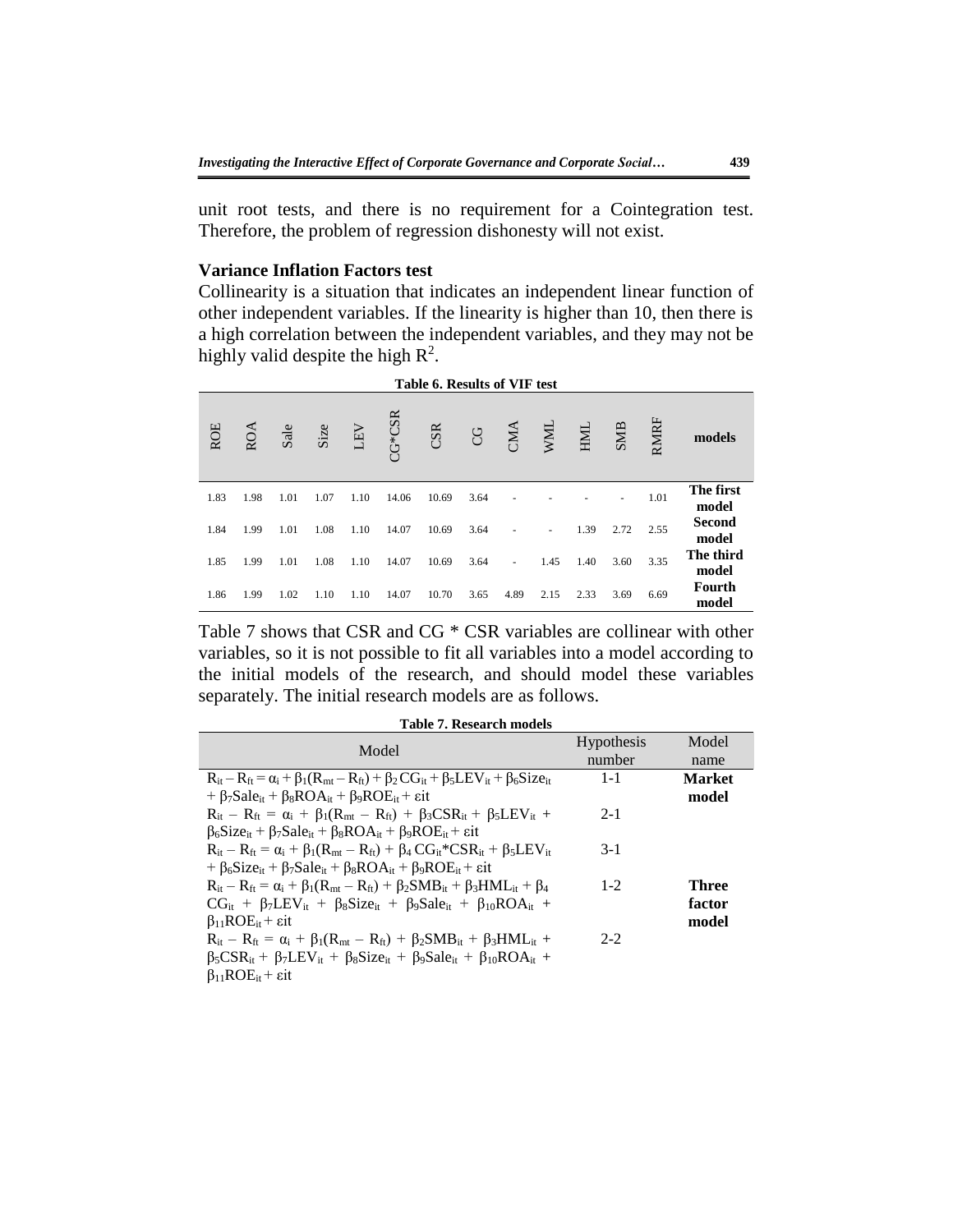unit root tests, and there is no requirement for a Cointegration test. Therefore, the problem of regression dishonesty will not exist.

**Variance Inflation Factors test**

Collinearity is a situation that indicates an independent linear function of other independent variables. If the linearity is higher than 10, then there is a high correlation between the independent variables, and they may not be highly valid despite the high $R^2$.

**Table 6. Results of VIF test**

| ROE | ROA | Sale | Size | LEV | CG*CSR | CSR | CG | CMA | WML | HML | SMB | RMRF | models |
|---|---|---|---|---|---|---|---|---|---|---|---|---|---|
| 1.83 | 1.98 | 1.01 | 1.07 | 1.10 | 14.06 | 10.69 | 3.64 | - | - | - | - | 1.01 | **The first model** |
| 1.84 | 1.99 | 1.01 | 1.08 | 1.10 | 14.07 | 10.69 | 3.64 | - | - | 1.39 | 2.72 | 2.55 | **Second model** |
| 1.85 | 1.99 | 1.01 | 1.08 | 1.10 | 14.07 | 10.69 | 3.64 | - | 1.45 | 1.40 | 3.60 | 3.35 | **The third model** |
| 1.86 | 1.99 | 1.02 | 1.10 | 1.10 | 14.07 | 10.70 | 3.65 | 4.89 | 2.15 | 2.33 | 3.69 | 6.69 | **Fourth model** |

Table 7 shows that CSR and CG * CSR variables are collinear with other variables, so it is not possible to fit all variables into a model according to the initial models of the research, and should model these variables separately. The initial research models are as follows.

**Table 7. Research models**

| Model | Hypothesis number | Model name |
|---|---|---|
| $R_{it} - R_{ft} = \alpha_i + \beta_1(R_{mt} - R_{ft}) + \beta_2 CG_{it} + \beta_5 LEV_{it} + \beta_6 Size_{it} + \beta_7 Sale_{it} + \beta_8 ROA_{it} + \beta_9 ROE_{it} + \varepsilon it$ | 1-1 | **Market model** |
| $R_{it} - R_{ft} = \alpha_i + \beta_1(R_{mt} - R_{ft}) + \beta_3 CSR_{it} + \beta_5 LEV_{it} + \beta_6 Size_{it} + \beta_7 Sale_{it} + \beta_8 ROA_{it} + \beta_9 ROE_{it} + \varepsilon it$ | 2-1 | |
| $R_{it} - R_{ft} = \alpha_i + \beta_1(R_{mt} - R_{ft}) + \beta_4 CG_{it}{*}CSR_{it} + \beta_5 LEV_{it} + \beta_6 Size_{it} + \beta_7 Sale_{it} + \beta_8 ROA_{it} + \beta_9 ROE_{it} + \varepsilon it$ | 3-1 | |
| $R_{it} - R_{ft} = \alpha_i + \beta_1(R_{mt} - R_{ft}) + \beta_2 SMB_{it} + \beta_3 HML_{it} + \beta_4 CG_{it} + \beta_7 LEV_{it} + \beta_8 Size_{it} + \beta_9 Sale_{it} + \beta_{10} ROA_{it} + \beta_{11} ROE_{it} + \varepsilon it$ | 1-2 | **Three factor model** |
| $R_{it} - R_{ft} = \alpha_i + \beta_1(R_{mt} - R_{ft}) + \beta_2 SMB_{it} + \beta_3 HML_{it} + \beta_5 CSR_{it} + \beta_7 LEV_{it} + \beta_8 Size_{it} + \beta_9 Sale_{it} + \beta_{10} ROA_{it} + \beta_{11} ROE_{it} + \varepsilon it$ | 2-2 | |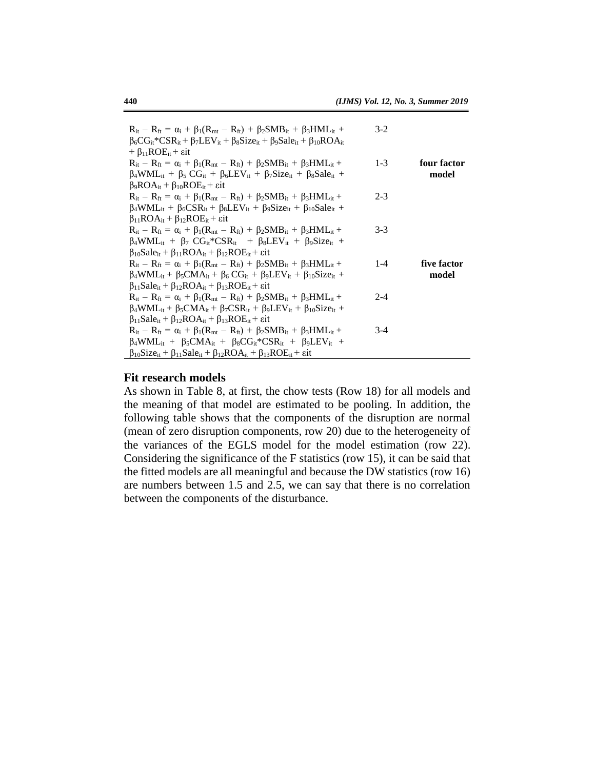| | | |
|---|---|---|
| $R_{it} - R_{ft} = \alpha_i + \beta_1(R_{mt} - R_{ft}) + \beta_2SMB_{it} + \beta_3HML_{it} + \beta_6CG_{it}*CSR_{it} + \beta_7LEV_{it} + \beta_8Size_{it} + \beta_9Sale_{it} + \beta_{10}ROA_{it} + \beta_{11}ROE_{it} + \varepsilon it$ | 3-2 | |
| $R_{it} - R_{ft} = \alpha_i + \beta_1(R_{mt} - R_{ft}) + \beta_2SMB_{it} + \beta_3HML_{it} + \beta_4WML_{it} + \beta_5\,CG_{it} + \beta_6LEV_{it} + \beta_7Size_{it} + \beta_8Sale_{it} + \beta_9ROA_{it} + \beta_{10}ROE_{it} + \varepsilon it$ | 1-3 | **four factor model** |
| $R_{it} - R_{ft} = \alpha_i + \beta_1(R_{mt} - R_{ft}) + \beta_2SMB_{it} + \beta_3HML_{it} + \beta_4WML_{it} + \beta_6CSR_{it} + \beta_8LEV_{it} + \beta_9Size_{it} + \beta_{10}Sale_{it} + \beta_{11}ROA_{it} + \beta_{12}ROE_{it} + \varepsilon it$ | 2-3 | |
| $R_{it} - R_{ft} = \alpha_i + \beta_1(R_{mt} - R_{ft}) + \beta_2SMB_{it} + \beta_3HML_{it} + \beta_4WML_{it} + \beta_7\,CG_{it}*CSR_{it} + \beta_8LEV_{it} + \beta_9Size_{it} + \beta_{10}Sale_{it} + \beta_{11}ROA_{it} + \beta_{12}ROE_{it} + \varepsilon it$ | 3-3 | |
| $R_{it} - R_{ft} = \alpha_i + \beta_1(R_{mt} - R_{ft}) + \beta_2SMB_{it} + \beta_3HML_{it} + \beta_4WML_{it} + \beta_5CMA_{it} + \beta_6\,CG_{it} + \beta_9LEV_{it} + \beta_{10}Size_{it} + \beta_{11}Sale_{it} + \beta_{12}ROA_{it} + \beta_{13}ROE_{it} + \varepsilon it$ | 1-4 | **five factor model** |
| $R_{it} - R_{ft} = \alpha_i + \beta_1(R_{mt} - R_{ft}) + \beta_2SMB_{it} + \beta_3HML_{it} + \beta_4WML_{it} + \beta_5CMA_{it} + \beta_7CSR_{it} + \beta_9LEV_{it} + \beta_{10}Size_{it} + \beta_{11}Sale_{it} + \beta_{12}ROA_{it} + \beta_{13}ROE_{it} + \varepsilon it$ | 2-4 | |
| $R_{it} - R_{ft} = \alpha_i + \beta_1(R_{mt} - R_{ft}) + \beta_2SMB_{it} + \beta_3HML_{it} + \beta_4WML_{it} + \beta_5CMA_{it} + \beta_8CG_{it}*CSR_{it} + \beta_9LEV_{it} + \beta_{10}Size_{it} + \beta_{11}Sale_{it} + \beta_{12}ROA_{it} + \beta_{13}ROE_{it} + \varepsilon it$ | 3-4 | |

## Fit research models

As shown in Table 8, at first, the chow tests (Row 18) for all models and the meaning of that model are estimated to be pooling. In addition, the following table shows that the components of the disruption are normal (mean of zero disruption components, row 20) due to the heterogeneity of the variances of the EGLS model for the model estimation (row 22). Considering the significance of the F statistics (row 15), it can be said that the fitted models are all meaningful and because the DW statistics (row 16) are numbers between 1.5 and 2.5, we can say that there is no correlation between the components of the disturbance.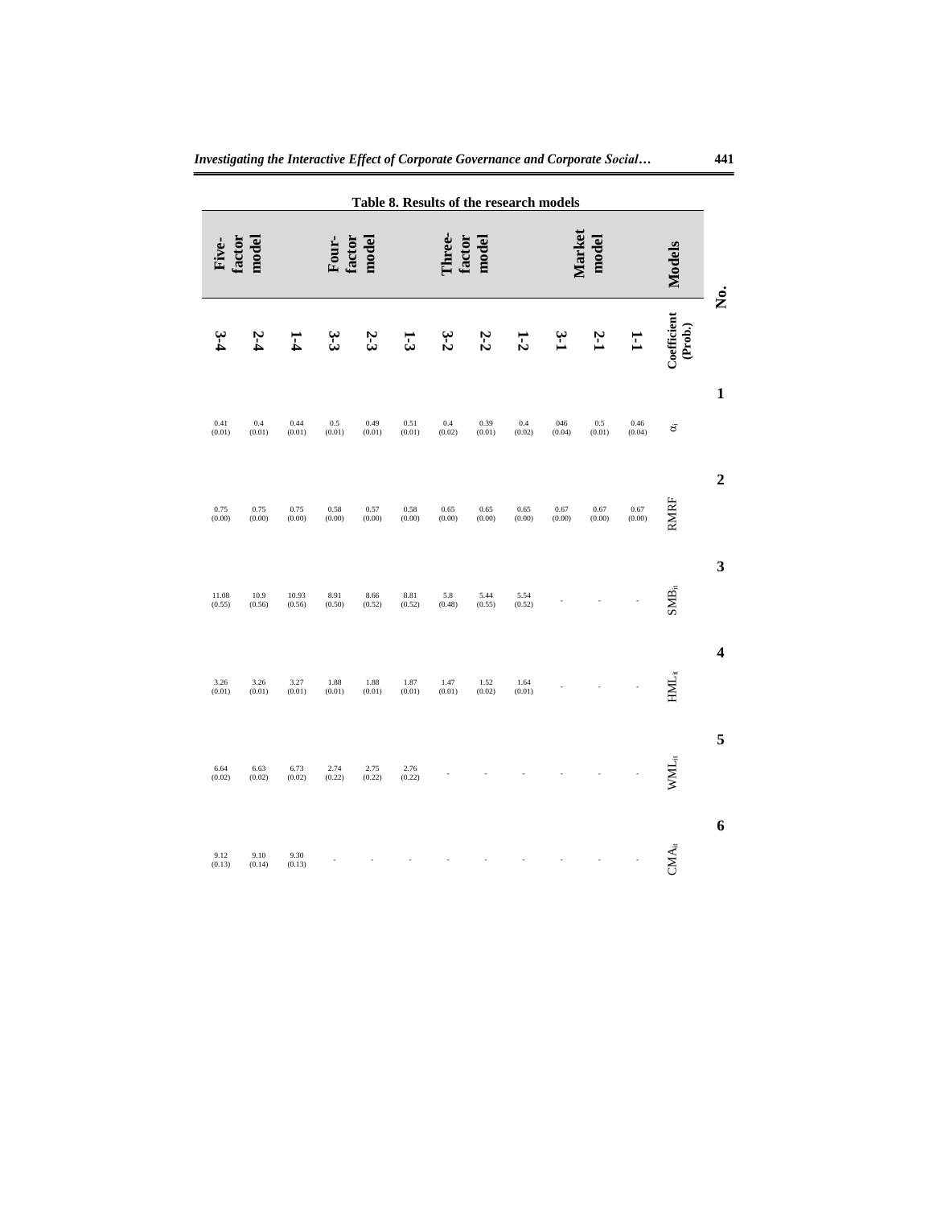**Table 8. Results of the research models**

| Models | Coefficient (Prob.) | $\alpha_i$ | RMRF | $SMB_{it}$ | $HML_{it}$ | $WML_{it}$ | $CMA_{it}$ |
|---|---|---|---|---|---|---|---|
| No. | | 1 | 2 | 3 | 4 | 5 | 6 |
| Market model | 1-1 | 0.46 (0.04) | 0.67 (0.00) | - | - | - | - |
| | 2-1 | 0.5 (0.01) | 0.67 (0.00) | - | - | - | - |
| | 3-1 | 046 (0.04) | 0.67 (0.00) | - | - | - | - |
| Three-factor model | 1-2 | 0.4 (0.02) | 0.65 (0.00) | 5.54 (0.52) | 1.64 (0.01) | - | - |
| | 2-2 | 0.39 (0.01) | 0.65 (0.00) | 5.44 (0.55) | 1.52 (0.02) | - | - |
| | 3-2 | 0.4 (0.02) | 0.65 (0.00) | 5.8 (0.48) | 1.47 (0.01) | - | - |
| Four-factor model | 1-3 | 0.51 (0.01) | 0.58 (0.00) | 8.81 (0.52) | 1.87 (0.01) | 2.76 (0.22) | - |
| | 2-3 | 0.49 (0.01) | 0.57 (0.00) | 8.66 (0.52) | 1.88 (0.01) | 2.75 (0.22) | - |
| | 3-3 | 0.5 (0.01) | 0.58 (0.00) | 8.91 (0.50) | 1.88 (0.01) | 2.74 (0.22) | - |
| Five-factor model | 1-4 | 0.44 (0.01) | 0.75 (0.00) | 10.93 (0.56) | 3.27 (0.01) | 6.73 (0.02) | 9.30 (0.13) |
| | 2-4 | 0.4 (0.01) | 0.75 (0.00) | 10.9 (0.56) | 3.26 (0.01) | 6.63 (0.02) | 9.10 (0.14) |
| | 3-4 | 0.41 (0.01) | 0.75 (0.00) | 11.08 (0.55) | 3.26 (0.01) | 6.64 (0.02) | 9.12 (0.13) |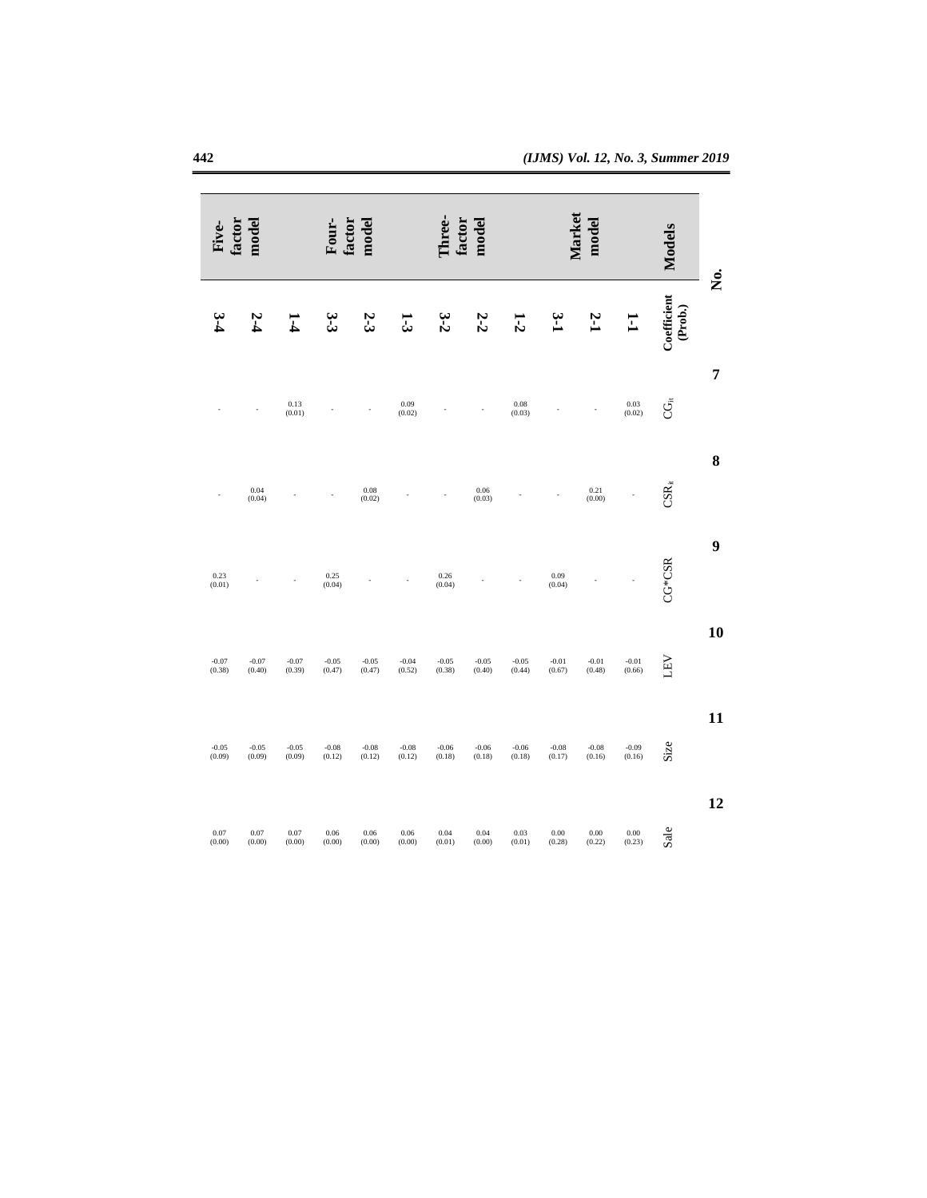| Models | Coefficient (Prob.) | $CG_{it}$ | $CSR_{it}$ | CG*CSR | LEV | Size | Sale |
|---|---|---|---|---|---|---|---|
| No. | | 7 | 8 | 9 | 10 | 11 | 12 |
| Market model | 1-1 | 0.03 (0.02) | - | - | -0.01 (0.66) | -0.09 (0.16) | 0.00 (0.23) |
| | 2-1 | - | 0.21 (0.00) | - | -0.01 (0.48) | -0.08 (0.16) | 0.00 (0.22) |
| | 3-1 | - | - | 0.09 (0.04) | -0.01 (0.67) | -0.08 (0.17) | 0.00 (0.28) |
| Three-factor model | 1-2 | 0.08 (0.03) | - | - | -0.05 (0.44) | -0.06 (0.18) | 0.03 (0.01) |
| | 2-2 | - | 0.06 (0.03) | - | -0.05 (0.40) | -0.06 (0.18) | 0.04 (0.00) |
| | 3-2 | - | - | 0.26 (0.04) | -0.05 (0.38) | -0.06 (0.18) | 0.04 (0.01) |
| Four-factor model | 1-3 | 0.09 (0.02) | - | - | -0.04 (0.52) | -0.08 (0.12) | 0.06 (0.00) |
| | 2-3 | - | 0.08 (0.02) | - | -0.05 (0.47) | -0.08 (0.12) | 0.06 (0.00) |
| | 3-3 | - | - | 0.25 (0.04) | -0.05 (0.47) | -0.08 (0.12) | 0.06 (0.00) |
| Five-factor model | 1-4 | 0.13 (0.01) | - | - | -0.07 (0.39) | -0.05 (0.09) | 0.07 (0.00) |
| | 2-4 | - | 0.04 (0.04) | - | -0.07 (0.40) | -0.05 (0.09) | 0.07 (0.00) |
| | 3-4 | - | - | 0.23 (0.01) | -0.07 (0.38) | -0.05 (0.09) | 0.07 (0.00) |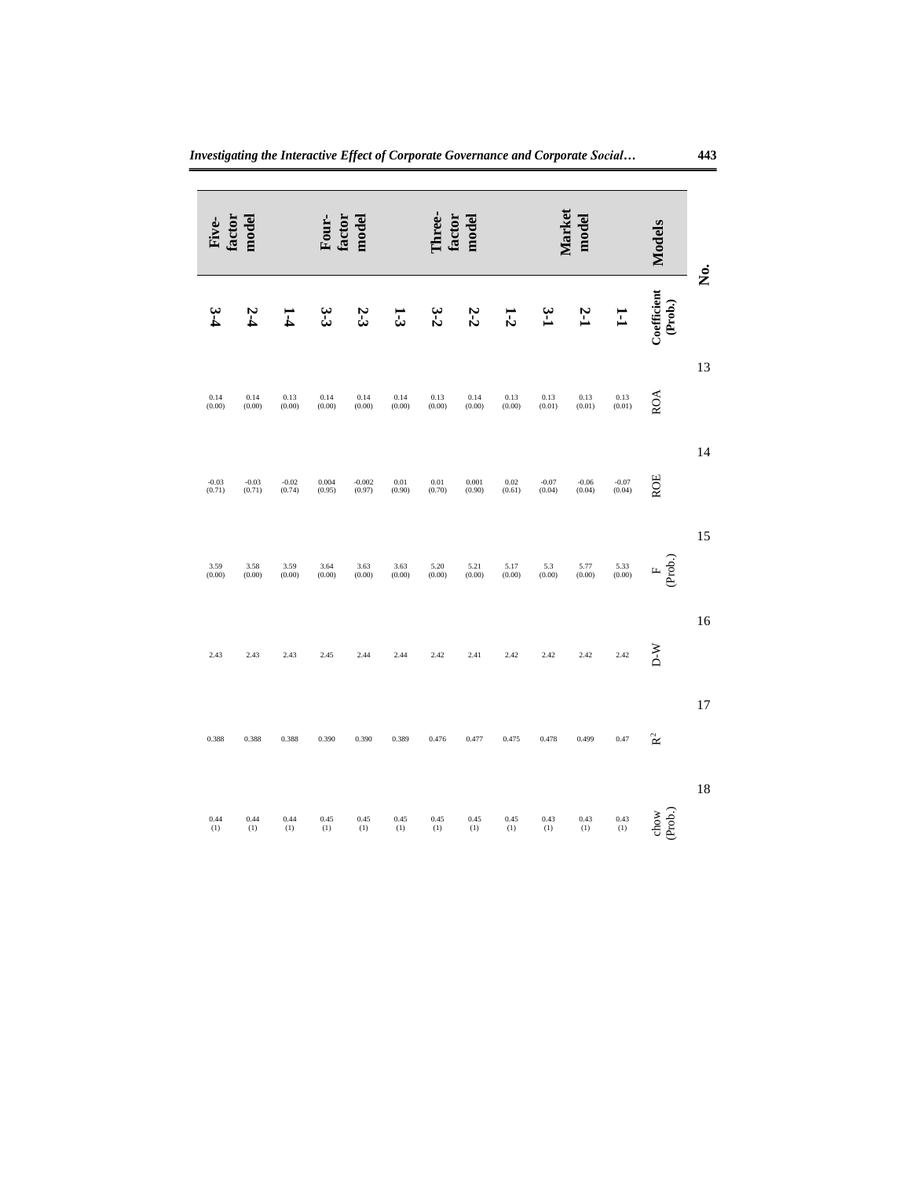| No. | Models | Coefficient (Prob.) | ROA | ROE | F (Prob.) | D-W | $R^2$ | chow (Prob.) |
|---|---|---|---|---|---|---|---|---|
| | | | 13 | 14 | 15 | 16 | 17 | 18 |
| | Market model | 1-1 | 0.13 (0.01) | -0.07 (0.04) | 5.33 (0.00) | 2.42 | 0.47 | 0.43 (1) |
| | | 2-1 | 0.13 (0.01) | -0.06 (0.04) | 5.77 (0.00) | 2.42 | 0.499 | 0.43 (1) |
| | | 3-1 | 0.13 (0.01) | -0.07 (0.04) | 5.3 (0.00) | 2.42 | 0.478 | 0.43 (1) |
| | Three-factor model | 1-2 | 0.13 (0.00) | 0.02 (0.61) | 5.17 (0.00) | 2.42 | 0.475 | 0.45 (1) |
| | | 2-2 | 0.14 (0.00) | 0.001 (0.90) | 5.21 (0.00) | 2.41 | 0.477 | 0.45 (1) |
| | | 3-2 | 0.13 (0.00) | 0.01 (0.70) | 5.20 (0.00) | 2.42 | 0.476 | 0.45 (1) |
| | Four-factor model | 1-3 | 0.14 (0.00) | 0.01 (0.90) | 3.63 (0.00) | 2.44 | 0.389 | 0.45 (1) |
| | | 2-3 | 0.14 (0.00) | -0.002 (0.97) | 3.63 (0.00) | 2.44 | 0.390 | 0.45 (1) |
| | | 3-3 | 0.14 (0.00) | 0.004 (0.95) | 3.64 (0.00) | 2.45 | 0.390 | 0.45 (1) |
| | Five-factor model | 1-4 | 0.13 (0.00) | -0.02 (0.74) | 3.59 (0.00) | 2.43 | 0.388 | 0.44 (1) |
| | | 2-4 | 0.14 (0.00) | -0.03 (0.71) | 3.58 (0.00) | 2.43 | 0.388 | 0.44 (1) |
| | | 3-4 | 0.14 (0.00) | -0.03 (0.71) | 3.59 (0.00) | 2.43 | 0.388 | 0.44 (1) |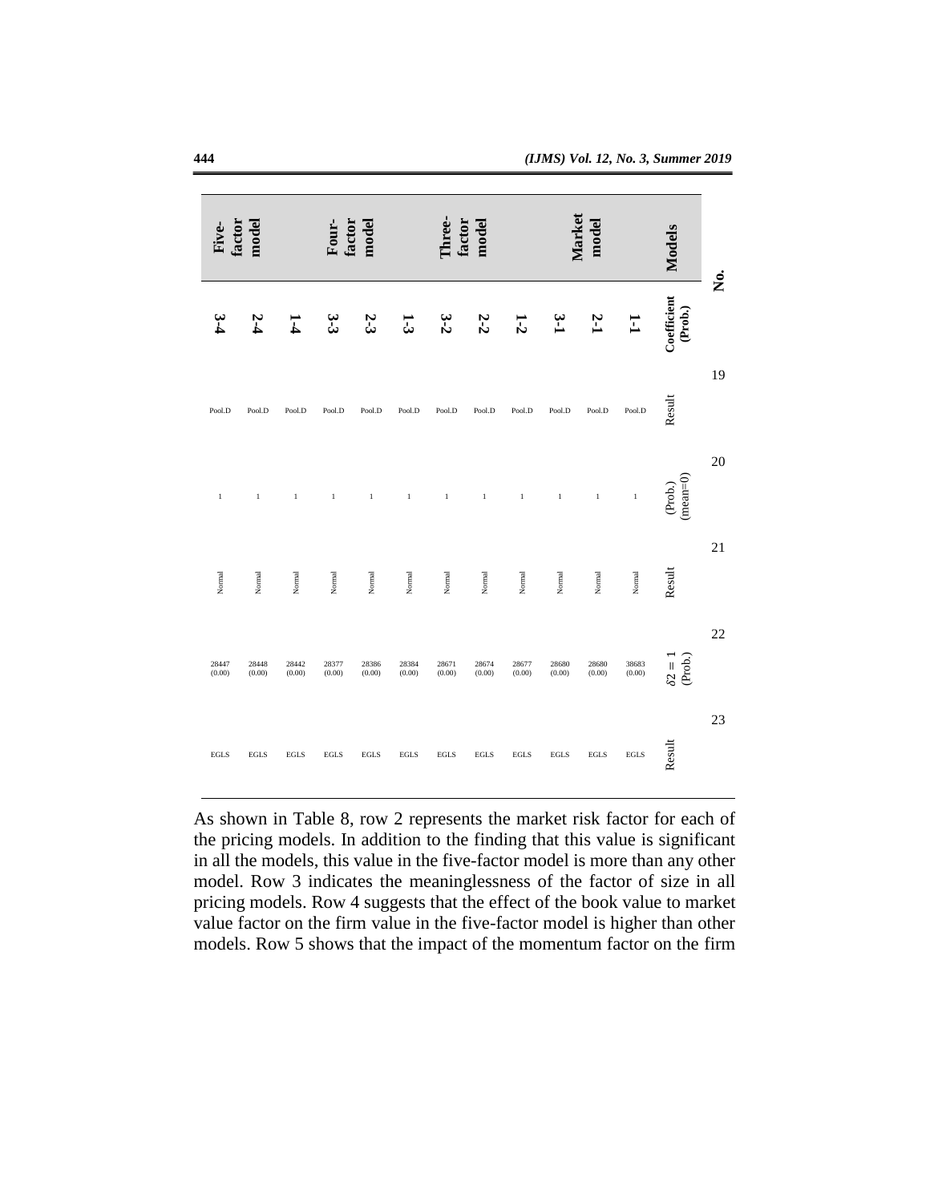| No. | | 19 | 20 | 21 | 22 | 23 |
|---|---|---|---|---|---|---|
| **Models** | **Coefficient (Prob.)** | Result | (Prob.) (mean=0) | Result | $\delta 2 = 1$ (Prob.) | Result |
| **Market model** | **1-1** | Pool.D | 1 | Normal | 38683 (0.00) | EGLS |
| | **2-1** | Pool.D | 1 | Normal | 28680 (0.00) | EGLS |
| | **3-1** | Pool.D | 1 | Normal | 28680 (0.00) | EGLS |
| **Three-factor model** | **1-2** | Pool.D | 1 | Normal | 28677 (0.00) | EGLS |
| | **2-2** | Pool.D | 1 | Normal | 28674 (0.00) | EGLS |
| | **3-2** | Pool.D | 1 | Normal | 28671 (0.00) | EGLS |
| **Four-factor model** | **1-3** | Pool.D | 1 | Normal | 28384 (0.00) | EGLS |
| | **2-3** | Pool.D | 1 | Normal | 28386 (0.00) | EGLS |
| | **3-3** | Pool.D | 1 | Normal | 28377 (0.00) | EGLS |
| **Five-factor model** | **1-4** | Pool.D | 1 | Normal | 28442 (0.00) | EGLS |
| | **2-4** | Pool.D | 1 | Normal | 28448 (0.00) | EGLS |
| | **3-4** | Pool.D | 1 | Normal | 28447 (0.00) | EGLS |

As shown in Table 8, row 2 represents the market risk factor for each of the pricing models. In addition to the finding that this value is significant in all the models, this value in the five-factor model is more than any other model. Row 3 indicates the meaninglessness of the factor of size in all pricing models. Row 4 suggests that the effect of the book value to market value factor on the firm value in the five-factor model is higher than other models. Row 5 shows that the impact of the momentum factor on the firm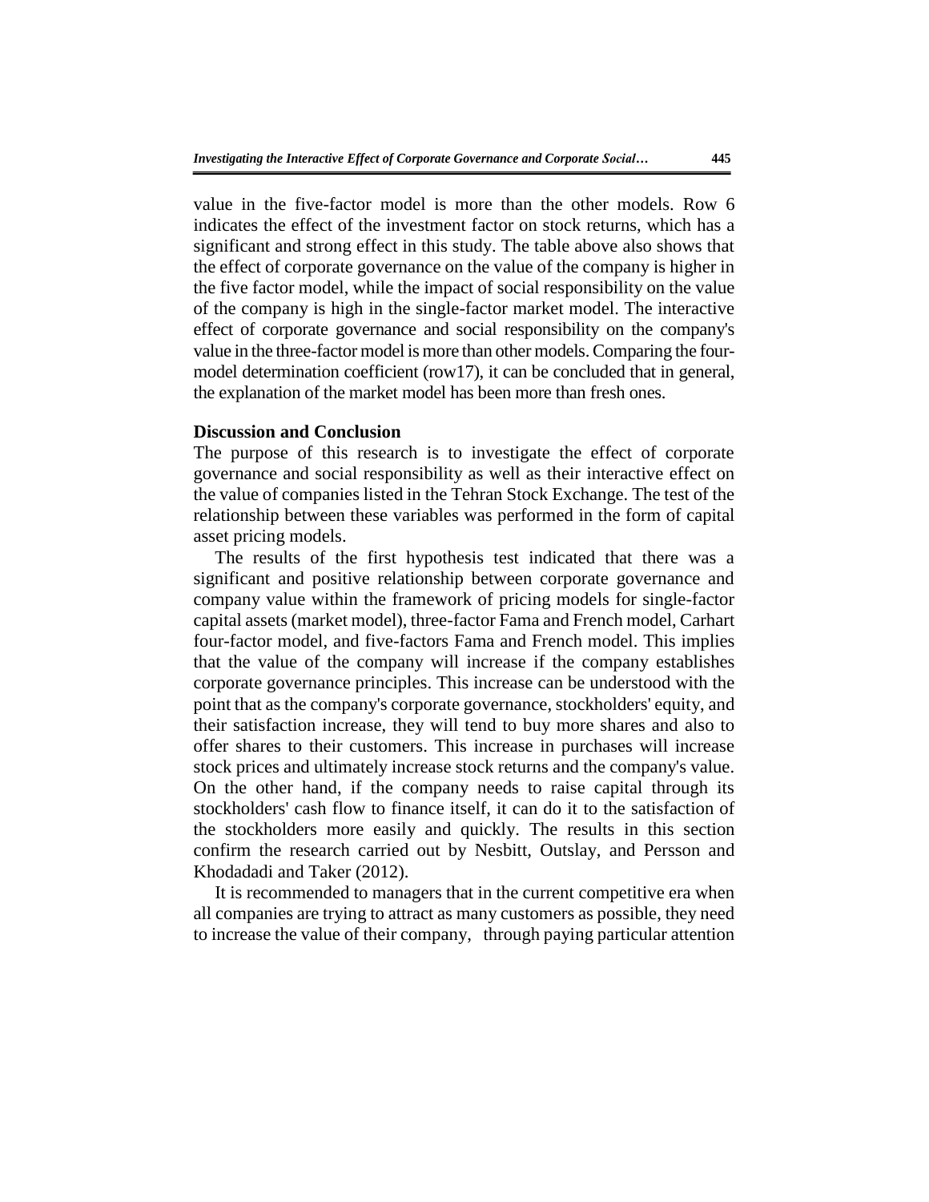value in the five-factor model is more than the other models. Row 6 indicates the effect of the investment factor on stock returns, which has a significant and strong effect in this study. The table above also shows that the effect of corporate governance on the value of the company is higher in the five factor model, while the impact of social responsibility on the value of the company is high in the single-factor market model. The interactive effect of corporate governance and social responsibility on the company's value in the three-factor model is more than other models. Comparing the four-model determination coefficient (row17), it can be concluded that in general, the explanation of the market model has been more than fresh ones.

**Discussion and Conclusion**

The purpose of this research is to investigate the effect of corporate governance and social responsibility as well as their interactive effect on the value of companies listed in the Tehran Stock Exchange. The test of the relationship between these variables was performed in the form of capital asset pricing models.

The results of the first hypothesis test indicated that there was a significant and positive relationship between corporate governance and company value within the framework of pricing models for single-factor capital assets (market model), three-factor Fama and French model, Carhart four-factor model, and five-factors Fama and French model. This implies that the value of the company will increase if the company establishes corporate governance principles. This increase can be understood with the point that as the company's corporate governance, stockholders' equity, and their satisfaction increase, they will tend to buy more shares and also to offer shares to their customers. This increase in purchases will increase stock prices and ultimately increase stock returns and the company's value. On the other hand, if the company needs to raise capital through its stockholders' cash flow to finance itself, it can do it to the satisfaction of the stockholders more easily and quickly. The results in this section confirm the research carried out by Nesbitt, Outslay, and Persson and Khodadadi and Taker (2012).

It is recommended to managers that in the current competitive era when all companies are trying to attract as many customers as possible, they need to increase the value of their company, through paying particular attention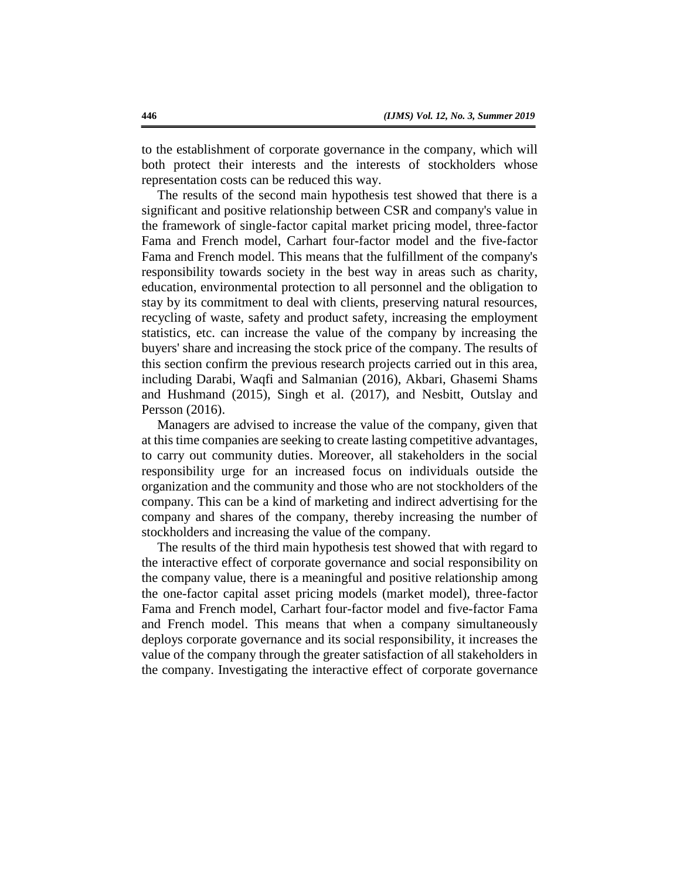to the establishment of corporate governance in the company, which will both protect their interests and the interests of stockholders whose representation costs can be reduced this way.

The results of the second main hypothesis test showed that there is a significant and positive relationship between CSR and company's value in the framework of single-factor capital market pricing model, three-factor Fama and French model, Carhart four-factor model and the five-factor Fama and French model. This means that the fulfillment of the company's responsibility towards society in the best way in areas such as charity, education, environmental protection to all personnel and the obligation to stay by its commitment to deal with clients, preserving natural resources, recycling of waste, safety and product safety, increasing the employment statistics, etc. can increase the value of the company by increasing the buyers' share and increasing the stock price of the company. The results of this section confirm the previous research projects carried out in this area, including Darabi, Waqfi and Salmanian (2016), Akbari, Ghasemi Shams and Hushmand (2015), Singh et al. (2017), and Nesbitt, Outslay and Persson (2016).

Managers are advised to increase the value of the company, given that at this time companies are seeking to create lasting competitive advantages, to carry out community duties. Moreover, all stakeholders in the social responsibility urge for an increased focus on individuals outside the organization and the community and those who are not stockholders of the company. This can be a kind of marketing and indirect advertising for the company and shares of the company, thereby increasing the number of stockholders and increasing the value of the company.

The results of the third main hypothesis test showed that with regard to the interactive effect of corporate governance and social responsibility on the company value, there is a meaningful and positive relationship among the one-factor capital asset pricing models (market model), three-factor Fama and French model, Carhart four-factor model and five-factor Fama and French model. This means that when a company simultaneously deploys corporate governance and its social responsibility, it increases the value of the company through the greater satisfaction of all stakeholders in the company. Investigating the interactive effect of corporate governance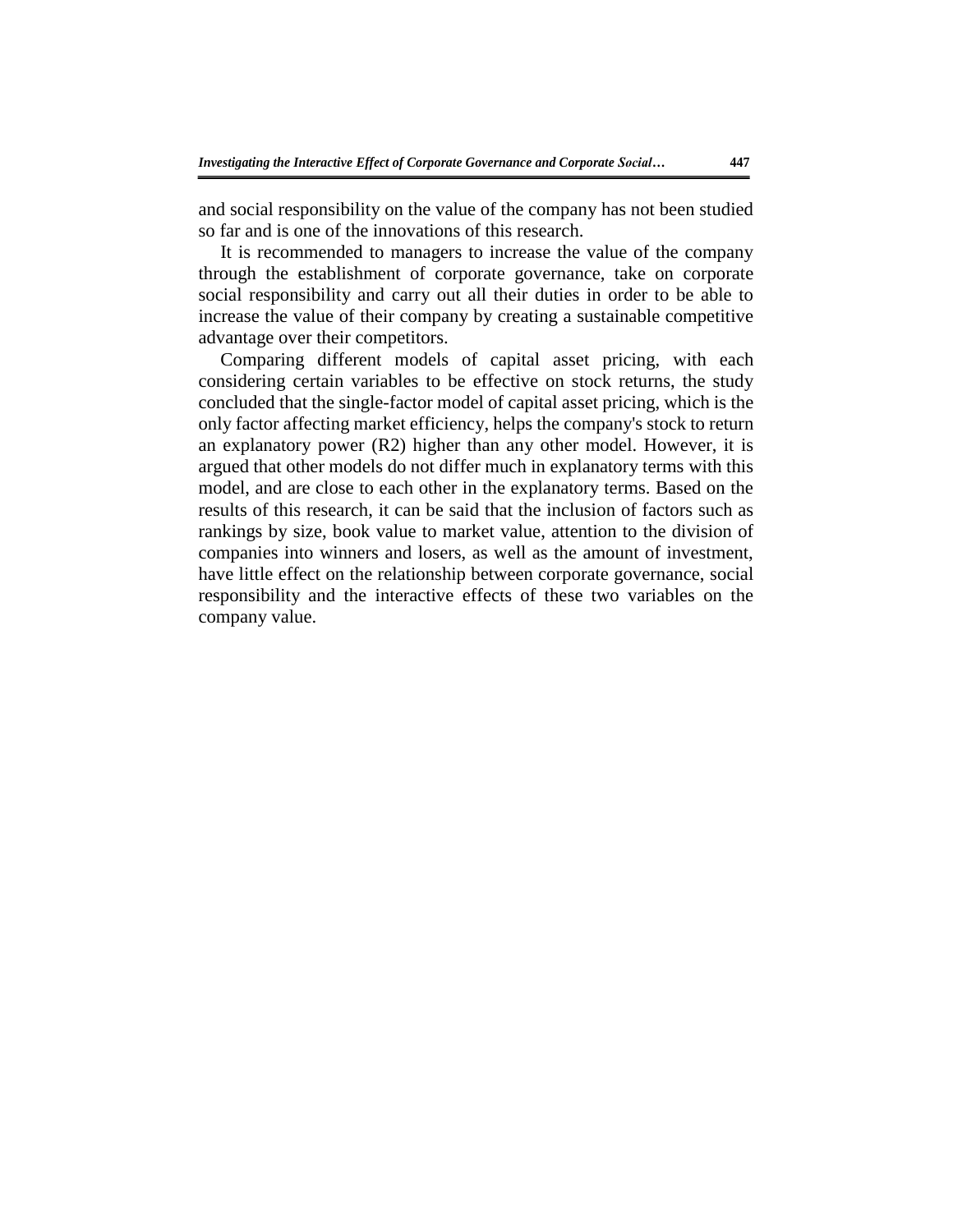and social responsibility on the value of the company has not been studied so far and is one of the innovations of this research.

It is recommended to managers to increase the value of the company through the establishment of corporate governance, take on corporate social responsibility and carry out all their duties in order to be able to increase the value of their company by creating a sustainable competitive advantage over their competitors.

Comparing different models of capital asset pricing, with each considering certain variables to be effective on stock returns, the study concluded that the single-factor model of capital asset pricing, which is the only factor affecting market efficiency, helps the company's stock to return an explanatory power (R2) higher than any other model. However, it is argued that other models do not differ much in explanatory terms with this model, and are close to each other in the explanatory terms. Based on the results of this research, it can be said that the inclusion of factors such as rankings by size, book value to market value, attention to the division of companies into winners and losers, as well as the amount of investment, have little effect on the relationship between corporate governance, social responsibility and the interactive effects of these two variables on the company value.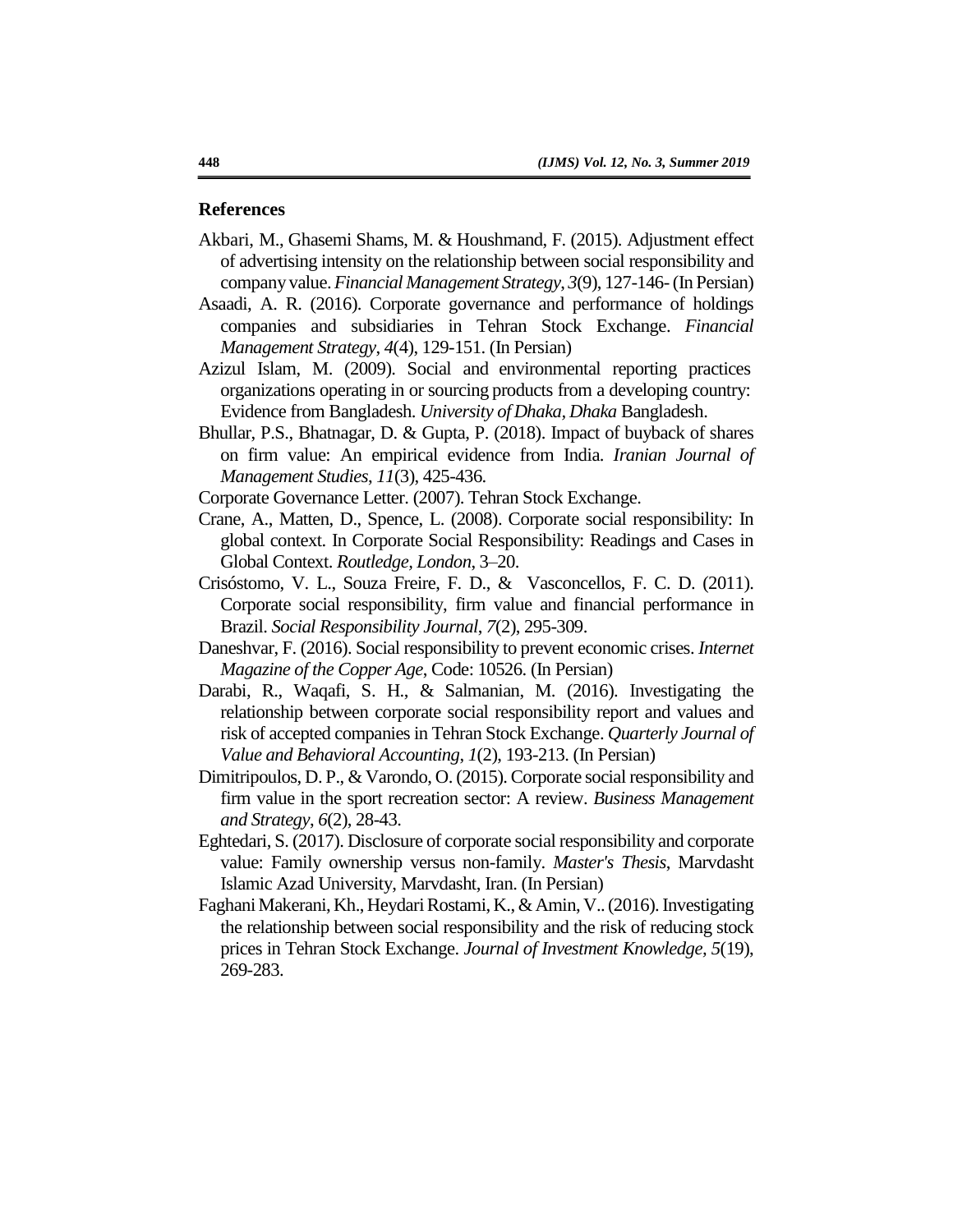## References

Akbari, M., Ghasemi Shams, M. & Houshmand, F. (2015). Adjustment effect of advertising intensity on the relationship between social responsibility and company value. *Financial Management Strategy*, *3*(9), 127-146- (In Persian)

Asaadi, A. R. (2016). Corporate governance and performance of holdings companies and subsidiaries in Tehran Stock Exchange. *Financial Management Strategy*, *4*(4), 129-151. (In Persian)

Azizul Islam, M. (2009). Social and environmental reporting practices organizations operating in or sourcing products from a developing country: Evidence from Bangladesh. *University of Dhaka, Dhaka* Bangladesh.

Bhullar, P.S., Bhatnagar, D. & Gupta, P. (2018). Impact of buyback of shares on firm value: An empirical evidence from India. *Iranian Journal of Management Studies*, *11*(3), 425-436.

Corporate Governance Letter. (2007). Tehran Stock Exchange.

Crane, A., Matten, D., Spence, L. (2008). Corporate social responsibility: In global context. In Corporate Social Responsibility: Readings and Cases in Global Context. *Routledge, London*, 3–20.

Crisóstomo, V. L., Souza Freire, F. D., & Vasconcellos, F. C. D. (2011). Corporate social responsibility, firm value and financial performance in Brazil. *Social Responsibility Journal*, *7*(2), 295-309.

Daneshvar, F. (2016). Social responsibility to prevent economic crises. *Internet Magazine of the Copper Age*, Code: 10526. (In Persian)

Darabi, R., Waqafi, S. H., & Salmanian, M. (2016). Investigating the relationship between corporate social responsibility report and values and risk of accepted companies in Tehran Stock Exchange. *Quarterly Journal of Value and Behavioral Accounting*, *1*(2), 193-213. (In Persian)

Dimitripoulos, D. P., & Varondo, O. (2015). Corporate social responsibility and firm value in the sport recreation sector: A review. *Business Management and Strategy*, *6*(2), 28-43.

Eghtedari, S. (2017). Disclosure of corporate social responsibility and corporate value: Family ownership versus non-family. *Master's Thesis*, Marvdasht Islamic Azad University, Marvdasht, Iran. (In Persian)

Faghani Makerani, Kh., Heydari Rostami, K., & Amin, V.. (2016). Investigating the relationship between social responsibility and the risk of reducing stock prices in Tehran Stock Exchange. *Journal of Investment Knowledge*, *5*(19), 269-283.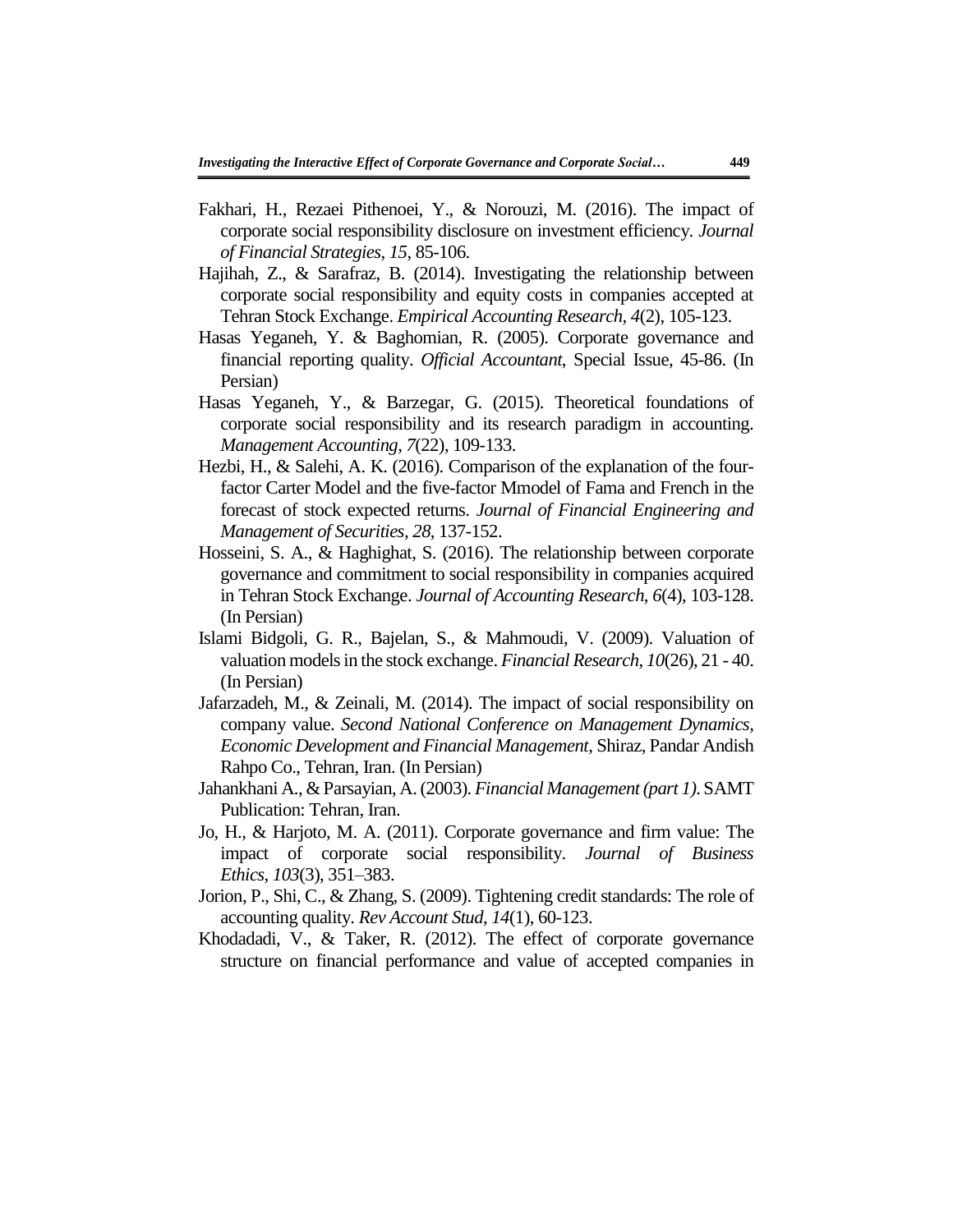Fakhari, H., Rezaei Pithenoei, Y., & Norouzi, M. (2016). The impact of corporate social responsibility disclosure on investment efficiency. *Journal of Financial Strategies*, *15*, 85-106.

Hajihah, Z., & Sarafraz, B. (2014). Investigating the relationship between corporate social responsibility and equity costs in companies accepted at Tehran Stock Exchange. *Empirical Accounting Research*, *4*(2), 105-123.

Hasas Yeganeh, Y. & Baghomian, R. (2005). Corporate governance and financial reporting quality. *Official Accountant*, Special Issue, 45-86. (In Persian)

Hasas Yeganeh, Y., & Barzegar, G. (2015). Theoretical foundations of corporate social responsibility and its research paradigm in accounting. *Management Accounting*, *7*(22), 109-133.

Hezbi, H., & Salehi, A. K. (2016). Comparison of the explanation of the four-factor Carter Model and the five-factor Mmodel of Fama and French in the forecast of stock expected returns. *Journal of Financial Engineering and Management of Securities*, *28*, 137-152.

Hosseini, S. A., & Haghighat, S. (2016). The relationship between corporate governance and commitment to social responsibility in companies acquired in Tehran Stock Exchange. *Journal of Accounting Research*, *6*(4), 103-128. (In Persian)

Islami Bidgoli, G. R., Bajelan, S., & Mahmoudi, V. (2009). Valuation of valuation models in the stock exchange. *Financial Research*, *10*(26), 21 - 40. (In Persian)

Jafarzadeh, M., & Zeinali, M. (2014). The impact of social responsibility on company value. *Second National Conference on Management Dynamics, Economic Development and Financial Management*, Shiraz, Pandar Andish Rahpo Co., Tehran, Iran. (In Persian)

Jahankhani A., & Parsayian, A. (2003). *Financial Management (part 1)*. SAMT Publication: Tehran, Iran.

Jo, H., & Harjoto, M. A. (2011). Corporate governance and firm value: The impact of corporate social responsibility. *Journal of Business Ethics*, *103*(3), 351–383.

Jorion, P., Shi, C., & Zhang, S. (2009). Tightening credit standards: The role of accounting quality. *Rev Account Stud*, *14*(1), 60-123.

Khodadadi, V., & Taker, R. (2012). The effect of corporate governance structure on financial performance and value of accepted companies in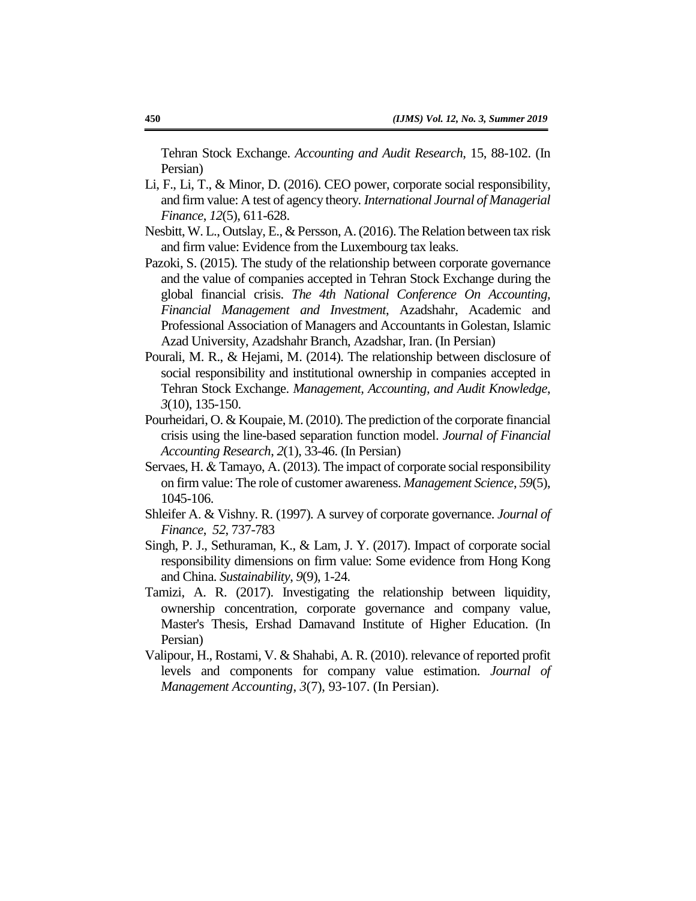Tehran Stock Exchange. *Accounting and Audit Research*, 15, 88-102. (In Persian)

Li, F., Li, T., & Minor, D. (2016). CEO power, corporate social responsibility, and firm value: A test of agency theory. *International Journal of Managerial Finance*, *12*(5), 611-628.

Nesbitt, W. L., Outslay, E., & Persson, A. (2016). The Relation between tax risk and firm value: Evidence from the Luxembourg tax leaks.

Pazoki, S. (2015). The study of the relationship between corporate governance and the value of companies accepted in Tehran Stock Exchange during the global financial crisis. *The 4th National Conference On Accounting, Financial Management and Investment*, Azadshahr, Academic and Professional Association of Managers and Accountants in Golestan, Islamic Azad University, Azadshahr Branch, Azadshar, Iran. (In Persian)

Pourali, M. R., & Hejami, M. (2014). The relationship between disclosure of social responsibility and institutional ownership in companies accepted in Tehran Stock Exchange. *Management, Accounting, and Audit Knowledge*, *3*(10), 135-150.

Pourheidari, O. & Koupaie, M. (2010). The prediction of the corporate financial crisis using the line-based separation function model. *Journal of Financial Accounting Research*, *2*(1), 33-46. (In Persian)

Servaes, H. & Tamayo, A. (2013). The impact of corporate social responsibility on firm value: The role of customer awareness. *Management Science*, *59*(5), 1045-106.

Shleifer A. & Vishny. R. (1997). A survey of corporate governance. *Journal of Finance*, *52*, 737-783

Singh, P. J., Sethuraman, K., & Lam, J. Y. (2017). Impact of corporate social responsibility dimensions on firm value: Some evidence from Hong Kong and China. *Sustainability*, *9*(9), 1-24.

Tamizi, A. R. (2017). Investigating the relationship between liquidity, ownership concentration, corporate governance and company value, Master's Thesis, Ershad Damavand Institute of Higher Education. (In Persian)

Valipour, H., Rostami, V. & Shahabi, A. R. (2010). relevance of reported profit levels and components for company value estimation. *Journal of Management Accounting*, *3*(7), 93-107. (In Persian).